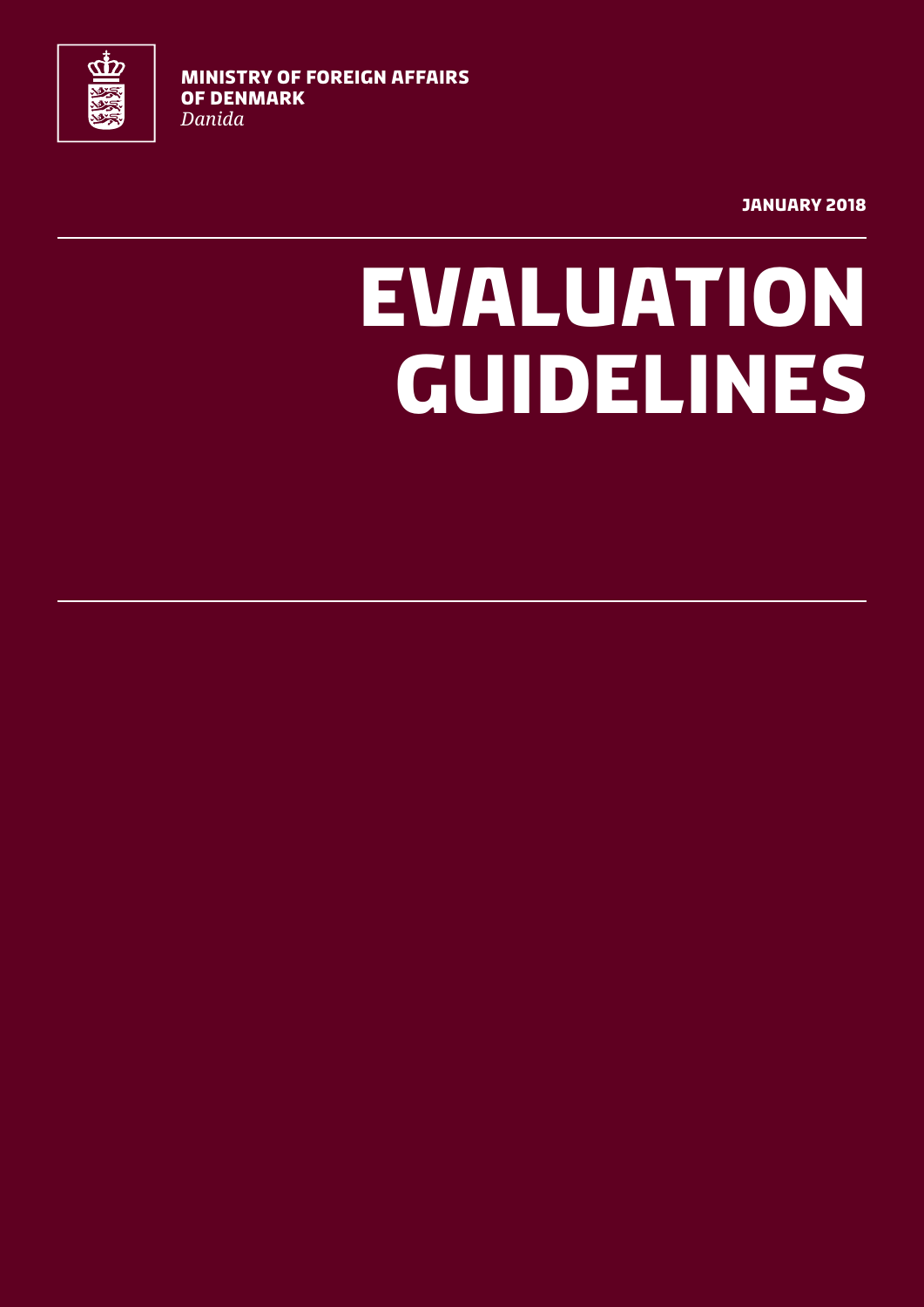**MINISTRY OF FOREIGN AFFAIRS OF DENMARK**
*Danida*

**JANUARY 2018**

# EVALUATION GUIDELINES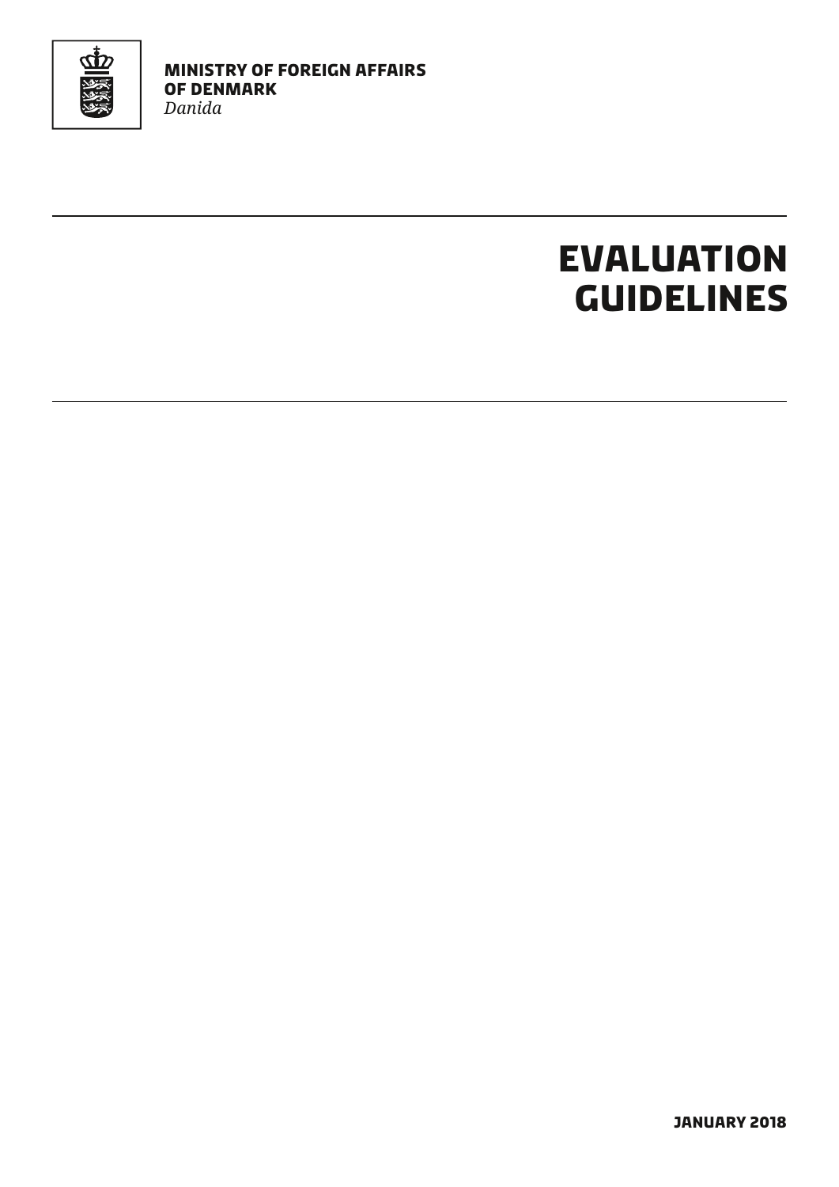**MINISTRY OF FOREIGN AFFAIRS OF DENMARK**
*Danida*

# EVALUATION GUIDELINES

**JANUARY 2018**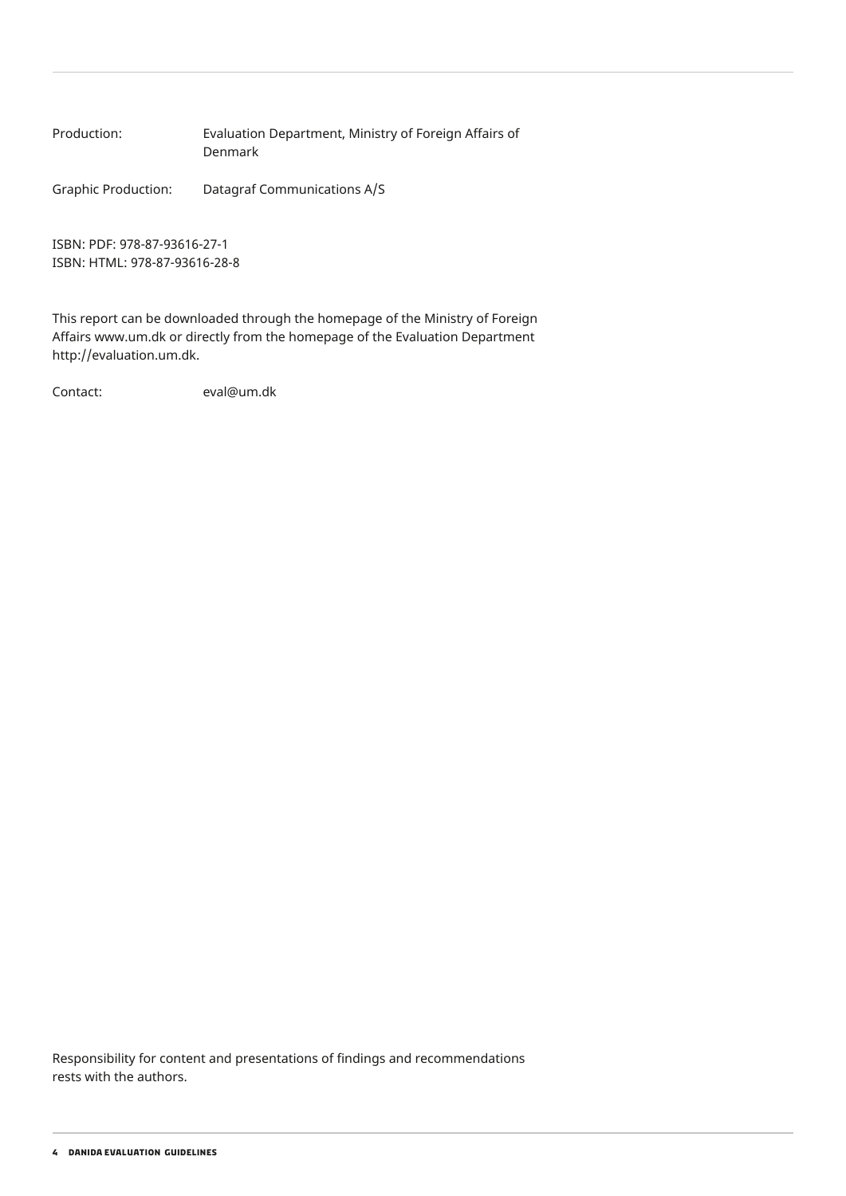Production: Evaluation Department, Ministry of Foreign Affairs of Denmark

Graphic Production: Datagraf Communications A/S

ISBN: PDF: 978-87-93616-27-1
ISBN: HTML: 978-87-93616-28-8

This report can be downloaded through the homepage of the Ministry of Foreign Affairs www.um.dk or directly from the homepage of the Evaluation Department http://evaluation.um.dk.

Contact: eval@um.dk

Responsibility for content and presentations of findings and recommendations rests with the authors.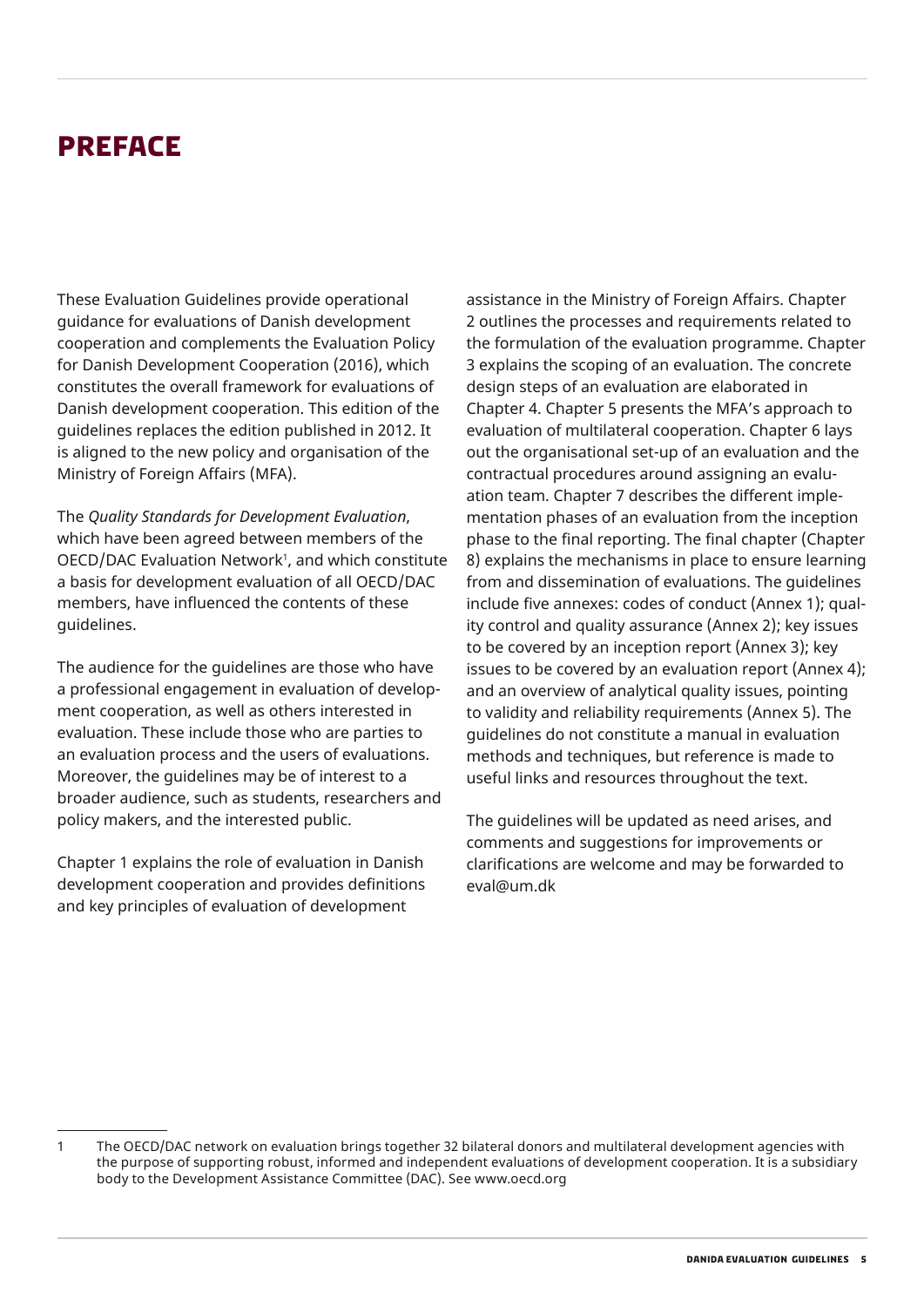# PREFACE

These Evaluation Guidelines provide operational guidance for evaluations of Danish development cooperation and complements the Evaluation Policy for Danish Development Cooperation (2016), which constitutes the overall framework for evaluations of Danish development cooperation. This edition of the guidelines replaces the edition published in 2012. It is aligned to the new policy and organisation of the Ministry of Foreign Affairs (MFA).

The *Quality Standards for Development Evaluation*, which have been agreed between members of the OECD/DAC Evaluation Network[1], and which constitute a basis for development evaluation of all OECD/DAC members, have influenced the contents of these guidelines.

The audience for the guidelines are those who have a professional engagement in evaluation of development cooperation, as well as others interested in evaluation. These include those who are parties to an evaluation process and the users of evaluations. Moreover, the guidelines may be of interest to a broader audience, such as students, researchers and policy makers, and the interested public.

Chapter 1 explains the role of evaluation in Danish development cooperation and provides definitions and key principles of evaluation of development assistance in the Ministry of Foreign Affairs. Chapter 2 outlines the processes and requirements related to the formulation of the evaluation programme. Chapter 3 explains the scoping of an evaluation. The concrete design steps of an evaluation are elaborated in Chapter 4. Chapter 5 presents the MFA's approach to evaluation of multilateral cooperation. Chapter 6 lays out the organisational set-up of an evaluation and the contractual procedures around assigning an evaluation team. Chapter 7 describes the different implementation phases of an evaluation from the inception phase to the final reporting. The final chapter (Chapter 8) explains the mechanisms in place to ensure learning from and dissemination of evaluations. The guidelines include five annexes: codes of conduct (Annex 1); quality control and quality assurance (Annex 2); key issues to be covered by an inception report (Annex 3); key issues to be covered by an evaluation report (Annex 4); and an overview of analytical quality issues, pointing to validity and reliability requirements (Annex 5). The guidelines do not constitute a manual in evaluation methods and techniques, but reference is made to useful links and resources throughout the text.

The guidelines will be updated as need arises, and comments and suggestions for improvements or clarifications are welcome and may be forwarded to eval@um.dk

1 The OECD/DAC network on evaluation brings together 32 bilateral donors and multilateral development agencies with the purpose of supporting robust, informed and independent evaluations of development cooperation. It is a subsidiary body to the Development Assistance Committee (DAC). See www.oecd.org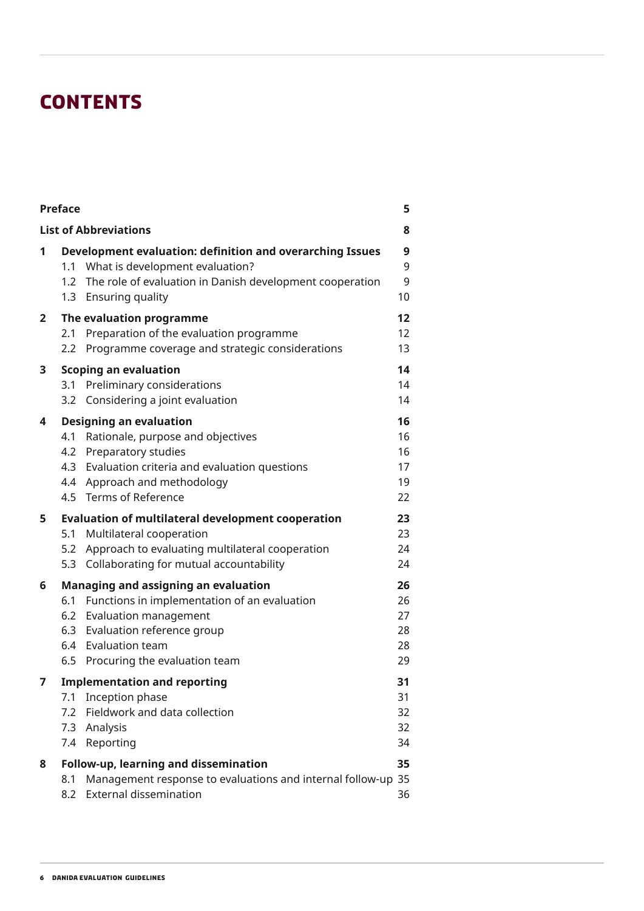# CONTENTS

| | | |
|---|---|---|
| **Preface** | | **5** |
| **List of Abbreviations** | | **8** |
| **1** | **Development evaluation: definition and overarching Issues** | **9** |
| | 1.1 What is development evaluation? | 9 |
| | 1.2 The role of evaluation in Danish development cooperation | 9 |
| | 1.3 Ensuring quality | 10 |
| **2** | **The evaluation programme** | **12** |
| | 2.1 Preparation of the evaluation programme | 12 |
| | 2.2 Programme coverage and strategic considerations | 13 |
| **3** | **Scoping an evaluation** | **14** |
| | 3.1 Preliminary considerations | 14 |
| | 3.2 Considering a joint evaluation | 14 |
| **4** | **Designing an evaluation** | **16** |
| | 4.1 Rationale, purpose and objectives | 16 |
| | 4.2 Preparatory studies | 16 |
| | 4.3 Evaluation criteria and evaluation questions | 17 |
| | 4.4 Approach and methodology | 19 |
| | 4.5 Terms of Reference | 22 |
| **5** | **Evaluation of multilateral development cooperation** | **23** |
| | 5.1 Multilateral cooperation | 23 |
| | 5.2 Approach to evaluating multilateral cooperation | 24 |
| | 5.3 Collaborating for mutual accountability | 24 |
| **6** | **Managing and assigning an evaluation** | **26** |
| | 6.1 Functions in implementation of an evaluation | 26 |
| | 6.2 Evaluation management | 27 |
| | 6.3 Evaluation reference group | 28 |
| | 6.4 Evaluation team | 28 |
| | 6.5 Procuring the evaluation team | 29 |
| **7** | **Implementation and reporting** | **31** |
| | 7.1 Inception phase | 31 |
| | 7.2 Fieldwork and data collection | 32 |
| | 7.3 Analysis | 32 |
| | 7.4 Reporting | 34 |
| **8** | **Follow-up, learning and dissemination** | **35** |
| | 8.1 Management response to evaluations and internal follow-up | 35 |
| | 8.2 External dissemination | 36 |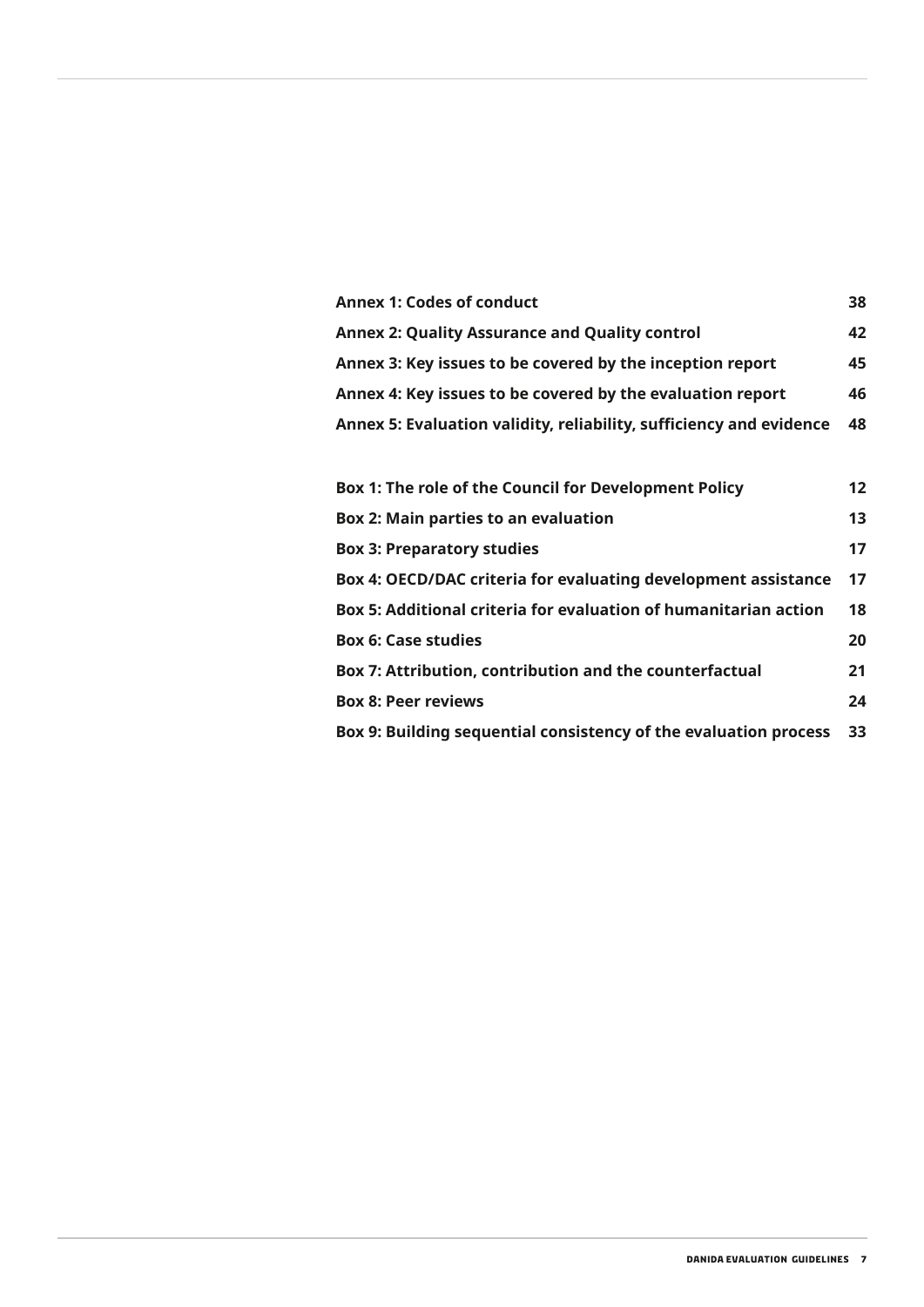| | |
|---|---|
| **Annex 1: Codes of conduct** | **38** |
| **Annex 2: Quality Assurance and Quality control** | **42** |
| **Annex 3: Key issues to be covered by the inception report** | **45** |
| **Annex 4: Key issues to be covered by the evaluation report** | **46** |
| **Annex 5: Evaluation validity, reliability, sufficiency and evidence** | **48** |

| | |
|---|---|
| **Box 1: The role of the Council for Development Policy** | **12** |
| **Box 2: Main parties to an evaluation** | **13** |
| **Box 3: Preparatory studies** | **17** |
| **Box 4: OECD/DAC criteria for evaluating development assistance** | **17** |
| **Box 5: Additional criteria for evaluation of humanitarian action** | **18** |
| **Box 6: Case studies** | **20** |
| **Box 7: Attribution, contribution and the counterfactual** | **21** |
| **Box 8: Peer reviews** | **24** |
| **Box 9: Building sequential consistency of the evaluation process** | **33** |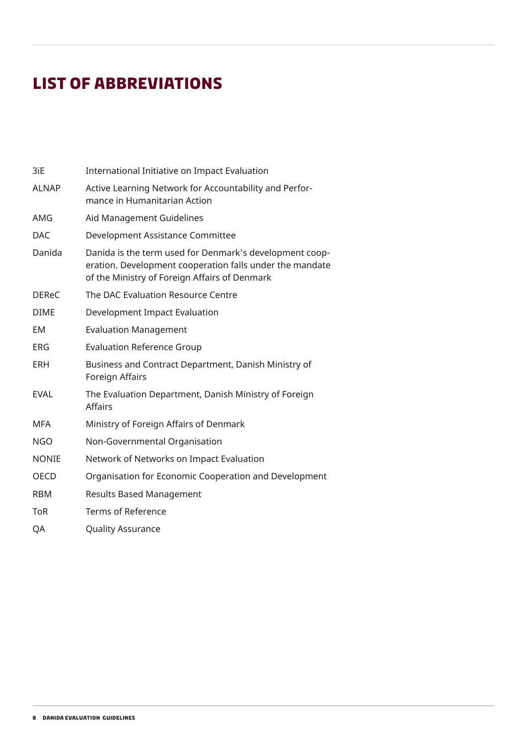# LIST OF ABBREVIATIONS

| | |
|---|---|
| 3iE | International Initiative on Impact Evaluation |
| ALNAP | Active Learning Network for Accountability and Performance in Humanitarian Action |
| AMG | Aid Management Guidelines |
| DAC | Development Assistance Committee |
| Danida | Danida is the term used for Denmark's development cooperation. Development cooperation falls under the mandate of the Ministry of Foreign Affairs of Denmark |
| DEReC | The DAC Evaluation Resource Centre |
| DIME | Development Impact Evaluation |
| EM | Evaluation Management |
| ERG | Evaluation Reference Group |
| ERH | Business and Contract Department, Danish Ministry of Foreign Affairs |
| EVAL | The Evaluation Department, Danish Ministry of Foreign Affairs |
| MFA | Ministry of Foreign Affairs of Denmark |
| NGO | Non-Governmental Organisation |
| NONIE | Network of Networks on Impact Evaluation |
| OECD | Organisation for Economic Cooperation and Development |
| RBM | Results Based Management |
| ToR | Terms of Reference |
| QA | Quality Assurance |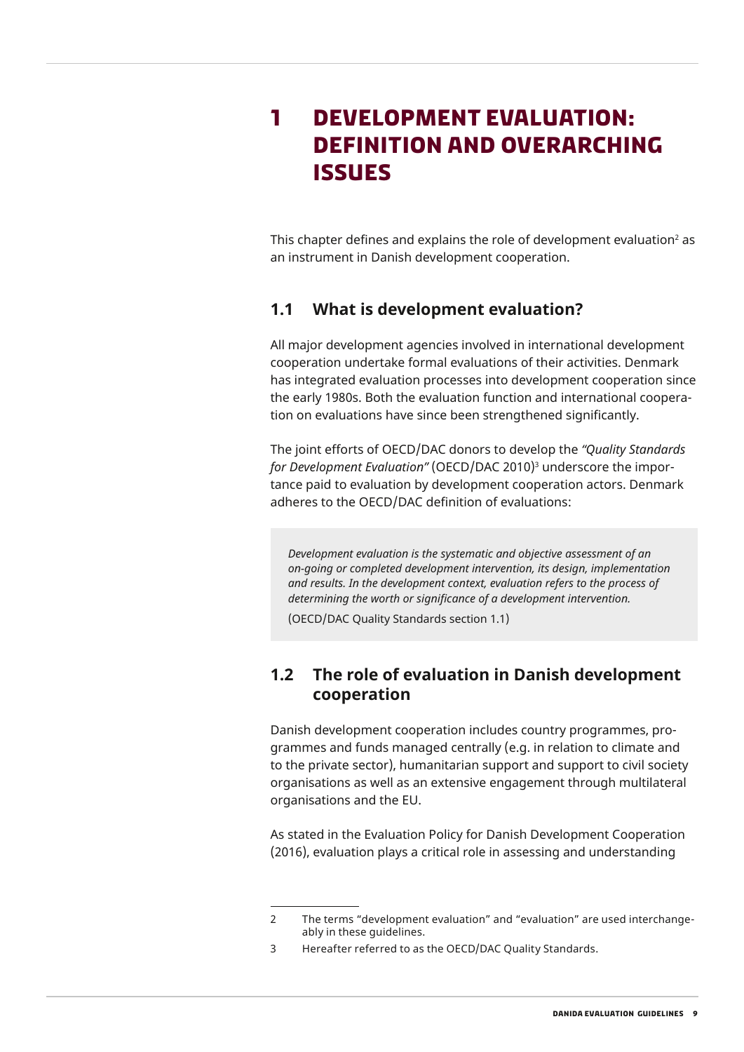# 1 DEVELOPMENT EVALUATION: DEFINITION AND OVERARCHING ISSUES

This chapter defines and explains the role of development evaluation[2] as an instrument in Danish development cooperation.

## 1.1 What is development evaluation?

All major development agencies involved in international development cooperation undertake formal evaluations of their activities. Denmark has integrated evaluation processes into development cooperation since the early 1980s. Both the evaluation function and international cooperation on evaluations have since been strengthened significantly.

The joint efforts of OECD/DAC donors to develop the *"Quality Standards for Development Evaluation"* (OECD/DAC 2010)[3] underscore the importance paid to evaluation by development cooperation actors. Denmark adheres to the OECD/DAC definition of evaluations:

> *Development evaluation is the systematic and objective assessment of an on-going or completed development intervention, its design, implementation and results. In the development context, evaluation refers to the process of determining the worth or significance of a development intervention.*
>
> (OECD/DAC Quality Standards section 1.1)

## 1.2 The role of evaluation in Danish development cooperation

Danish development cooperation includes country programmes, programmes and funds managed centrally (e.g. in relation to climate and to the private sector), humanitarian support and support to civil society organisations as well as an extensive engagement through multilateral organisations and the EU.

As stated in the Evaluation Policy for Danish Development Cooperation (2016), evaluation plays a critical role in assessing and understanding

---

2 The terms "development evaluation" and "evaluation" are used interchangeably in these guidelines.

3 Hereafter referred to as the OECD/DAC Quality Standards.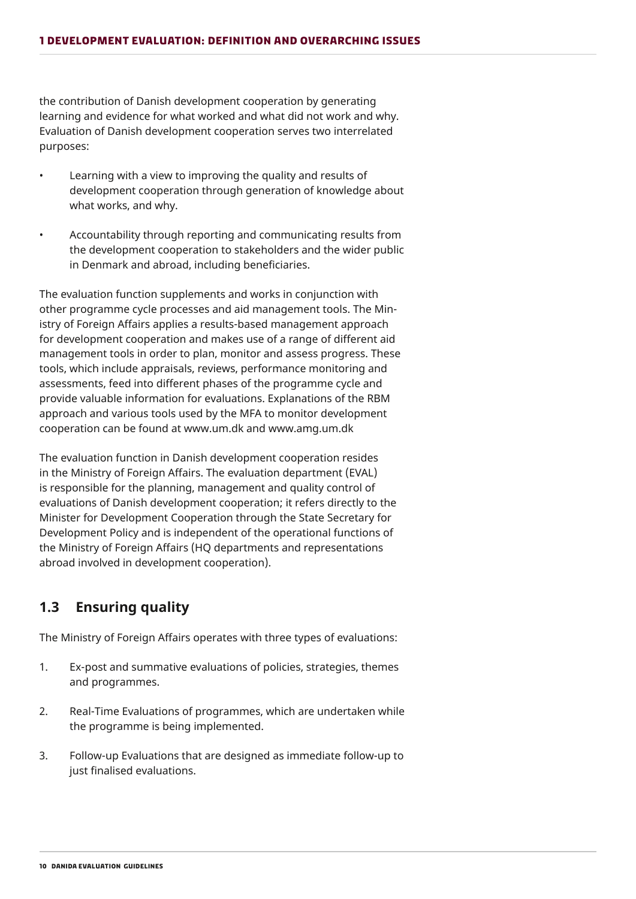the contribution of Danish development cooperation by generating learning and evidence for what worked and what did not work and why. Evaluation of Danish development cooperation serves two interrelated purposes:

- Learning with a view to improving the quality and results of development cooperation through generation of knowledge about what works, and why.
- Accountability through reporting and communicating results from the development cooperation to stakeholders and the wider public in Denmark and abroad, including beneficiaries.

The evaluation function supplements and works in conjunction with other programme cycle processes and aid management tools. The Ministry of Foreign Affairs applies a results-based management approach for development cooperation and makes use of a range of different aid management tools in order to plan, monitor and assess progress. These tools, which include appraisals, reviews, performance monitoring and assessments, feed into different phases of the programme cycle and provide valuable information for evaluations. Explanations of the RBM approach and various tools used by the MFA to monitor development cooperation can be found at www.um.dk and www.amg.um.dk

The evaluation function in Danish development cooperation resides in the Ministry of Foreign Affairs. The evaluation department (EVAL) is responsible for the planning, management and quality control of evaluations of Danish development cooperation; it refers directly to the Minister for Development Cooperation through the State Secretary for Development Policy and is independent of the operational functions of the Ministry of Foreign Affairs (HQ departments and representations abroad involved in development cooperation).

## 1.3 Ensuring quality

The Ministry of Foreign Affairs operates with three types of evaluations:

1. Ex-post and summative evaluations of policies, strategies, themes and programmes.
2. Real-Time Evaluations of programmes, which are undertaken while the programme is being implemented.
3. Follow-Up Evaluations that are designed as immediate follow-up to just finalised evaluations.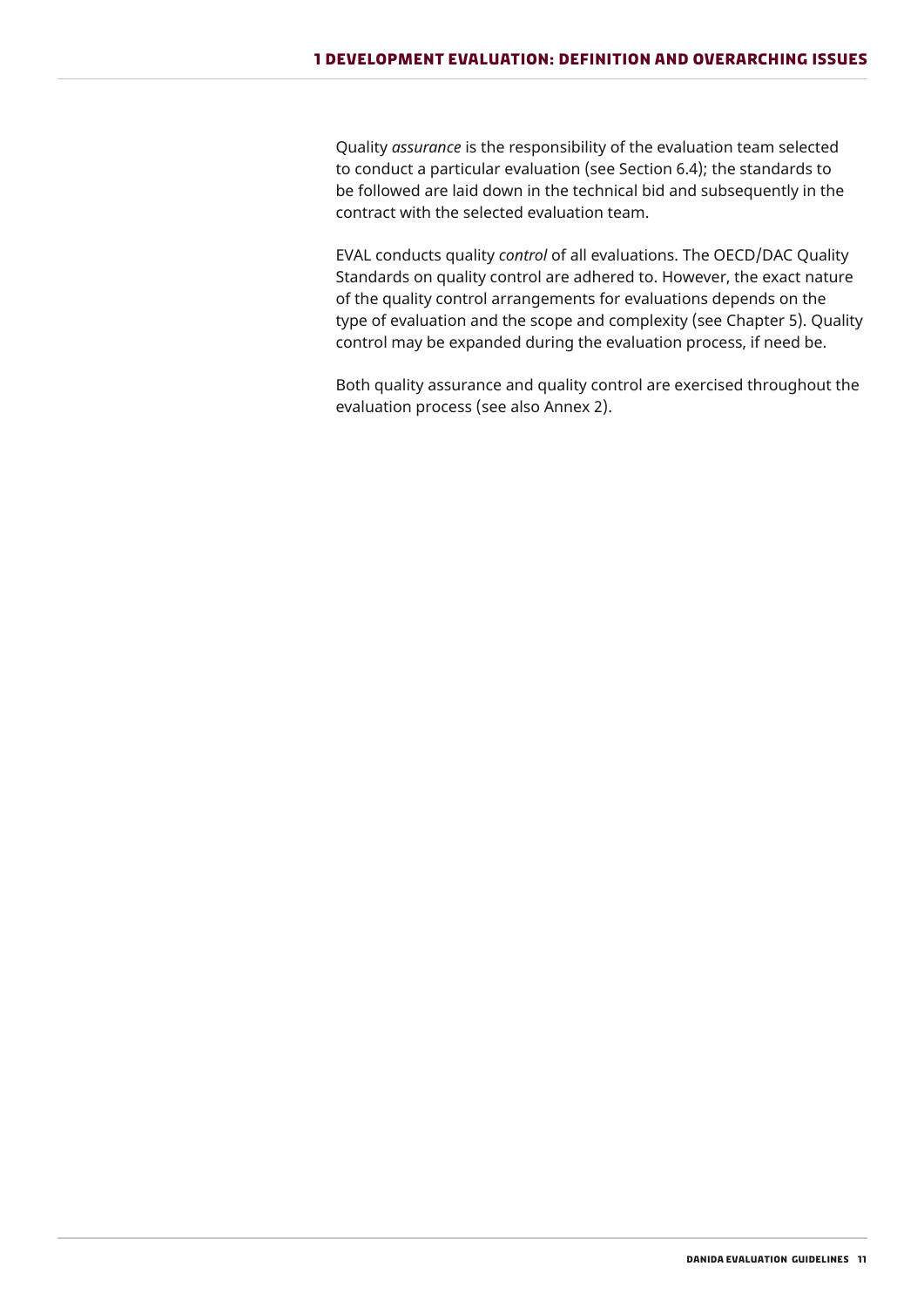Quality *assurance* is the responsibility of the evaluation team selected to conduct a particular evaluation (see Section 6.4); the standards to be followed are laid down in the technical bid and subsequently in the contract with the selected evaluation team.

EVAL conducts quality *control* of all evaluations. The OECD/DAC Quality Standards on quality control are adhered to. However, the exact nature of the quality control arrangements for evaluations depends on the type of evaluation and the scope and complexity (see Chapter 5). Quality control may be expanded during the evaluation process, if need be.

Both quality assurance and quality control are exercised throughout the evaluation process (see also Annex 2).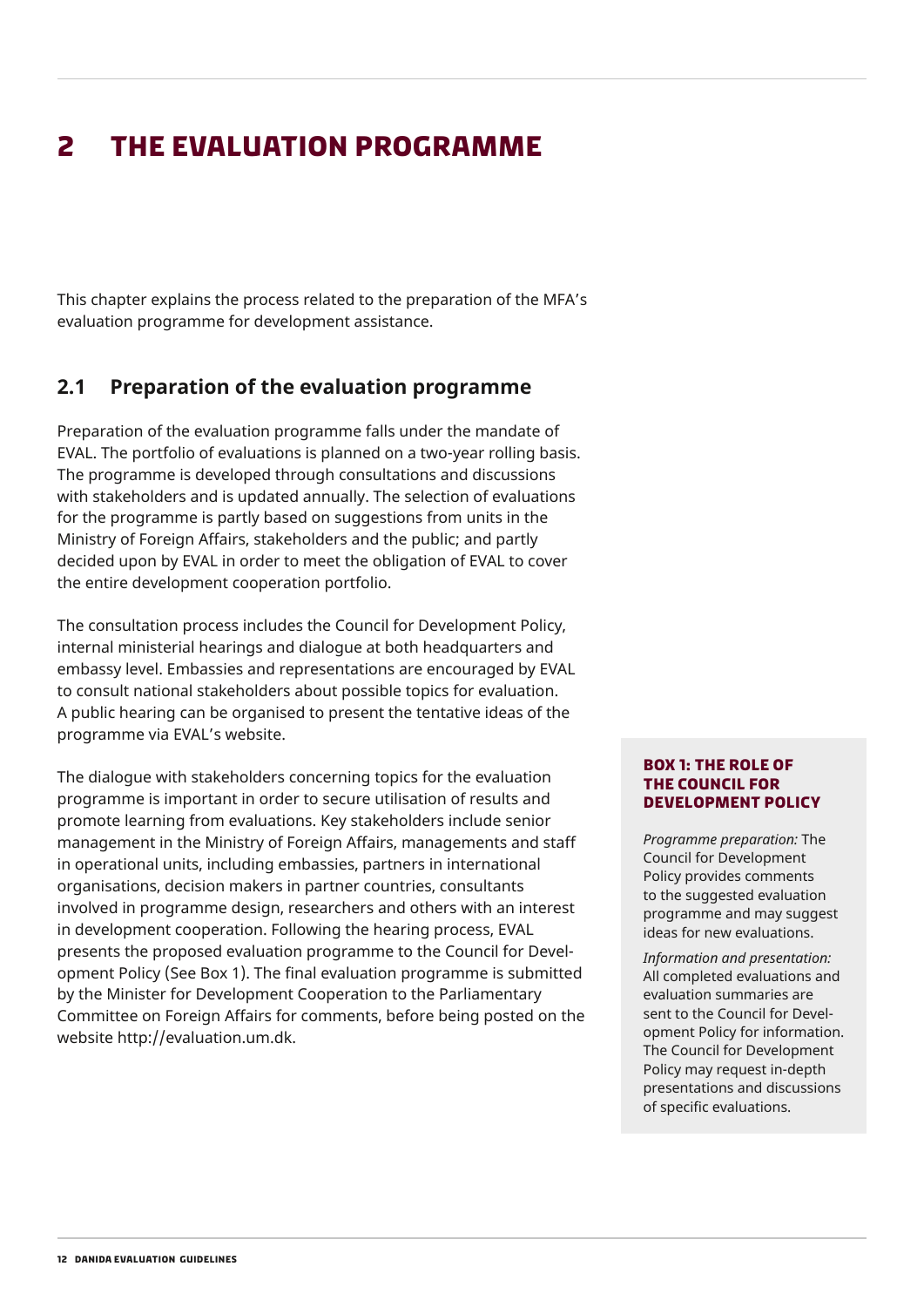# 2 THE EVALUATION PROGRAMME

This chapter explains the process related to the preparation of the MFA's evaluation programme for development assistance.

## 2.1 Preparation of the evaluation programme

Preparation of the evaluation programme falls under the mandate of EVAL. The portfolio of evaluations is planned on a two-year rolling basis. The programme is developed through consultations and discussions with stakeholders and is updated annually. The selection of evaluations for the programme is partly based on suggestions from units in the Ministry of Foreign Affairs, stakeholders and the public; and partly decided upon by EVAL in order to meet the obligation of EVAL to cover the entire development cooperation portfolio.

The consultation process includes the Council for Development Policy, internal ministerial hearings and dialogue at both headquarters and embassy level. Embassies and representations are encouraged by EVAL to consult national stakeholders about possible topics for evaluation. A public hearing can be organised to present the tentative ideas of the programme via EVAL's website.

The dialogue with stakeholders concerning topics for the evaluation programme is important in order to secure utilisation of results and promote learning from evaluations. Key stakeholders include senior management in the Ministry of Foreign Affairs, managements and staff in operational units, including embassies, partners in international organisations, decision makers in partner countries, consultants involved in programme design, researchers and others with an interest in development cooperation. Following the hearing process, EVAL presents the proposed evaluation programme to the Council for Development Policy (See Box 1). The final evaluation programme is submitted by the Minister for Development Cooperation to the Parliamentary Committee on Foreign Affairs for comments, before being posted on the website http://evaluation.um.dk.

**BOX 1: THE ROLE OF THE COUNCIL FOR DEVELOPMENT POLICY**

*Programme preparation:* The Council for Development Policy provides comments to the suggested evaluation programme and may suggest ideas for new evaluations.

*Information and presentation:* All completed evaluations and evaluation summaries are sent to the Council for Development Policy for information. The Council for Development Policy may request in-depth presentations and discussions of specific evaluations.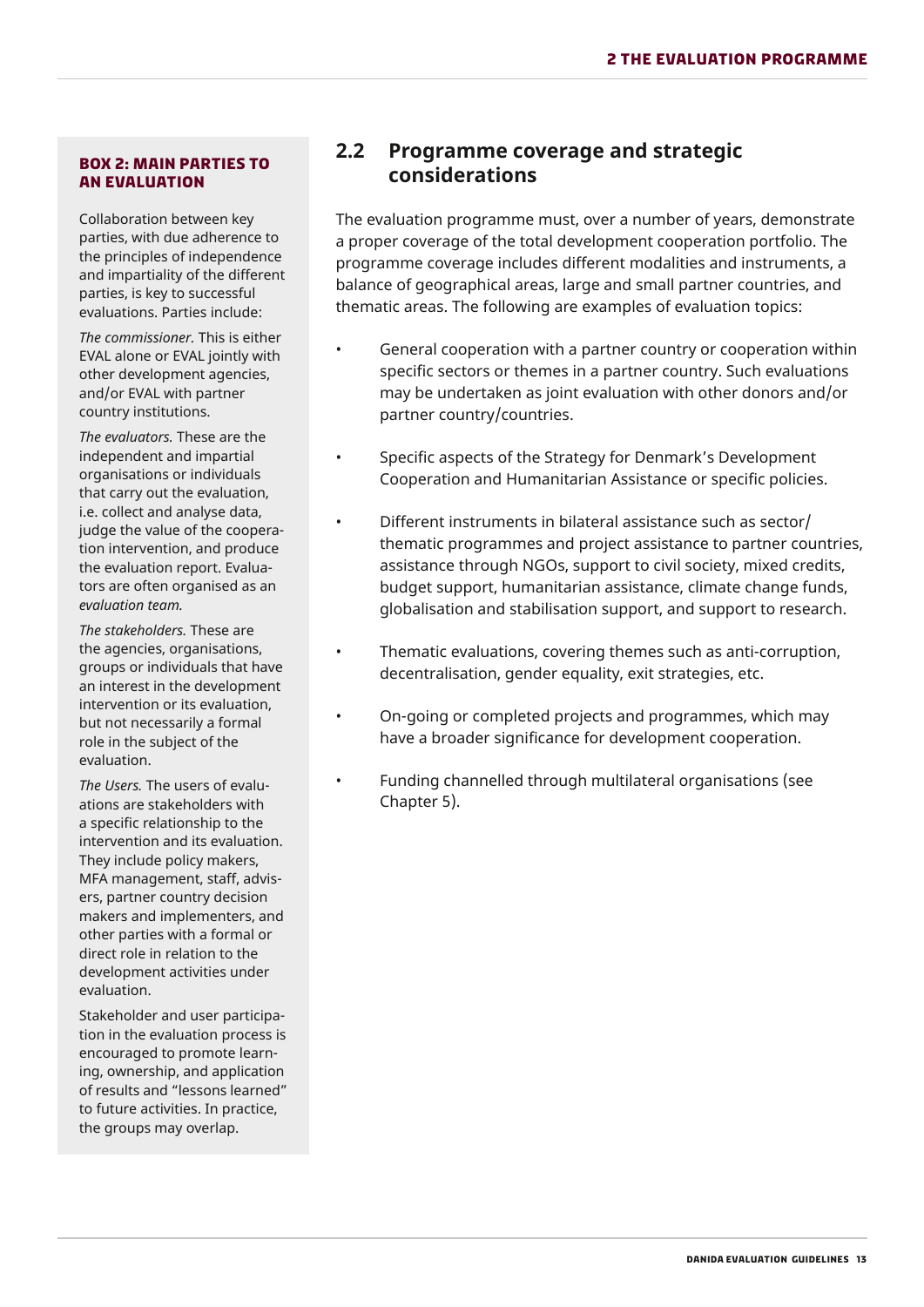## BOX 2: MAIN PARTIES TO AN EVALUATION

Collaboration between key parties, with due adherence to the principles of independence and impartiality of the different parties, is key to successful evaluations. Parties include:

*The commissioner.* This is either EVAL alone or EVAL jointly with other development agencies, and/or EVAL with partner country institutions.

*The evaluators.* These are the independent and impartial organisations or individuals that carry out the evaluation, i.e. collect and analyse data, judge the value of the cooperation intervention, and produce the evaluation report. Evaluators are often organised as an *evaluation team.*

*The stakeholders.* These are the agencies, organisations, groups or individuals that have an interest in the development intervention or its evaluation, but not necessarily a formal role in the subject of the evaluation.

*The Users.* The users of evaluations are stakeholders with a specific relationship to the intervention and its evaluation. They include policy makers, MFA management, staff, advisers, partner country decision makers and implementers, and other parties with a formal or direct role in relation to the development activities under evaluation.

Stakeholder and user participation in the evaluation process is encouraged to promote learning, ownership, and application of results and "lessons learned" to future activities. In practice, the groups may overlap.

## 2.2 Programme coverage and strategic considerations

The evaluation programme must, over a number of years, demonstrate a proper coverage of the total development cooperation portfolio. The programme coverage includes different modalities and instruments, a balance of geographical areas, large and small partner countries, and thematic areas. The following are examples of evaluation topics:

- General cooperation with a partner country or cooperation within specific sectors or themes in a partner country. Such evaluations may be undertaken as joint evaluation with other donors and/or partner country/countries.
- Specific aspects of the Strategy for Denmark's Development Cooperation and Humanitarian Assistance or specific policies.
- Different instruments in bilateral assistance such as sector/thematic programmes and project assistance to partner countries, assistance through NGOs, support to civil society, mixed credits, budget support, humanitarian assistance, climate change funds, globalisation and stabilisation support, and support to research.
- Thematic evaluations, covering themes such as anti-corruption, decentralisation, gender equality, exit strategies, etc.
- On-going or completed projects and programmes, which may have a broader significance for development cooperation.
- Funding channelled through multilateral organisations (see Chapter 5).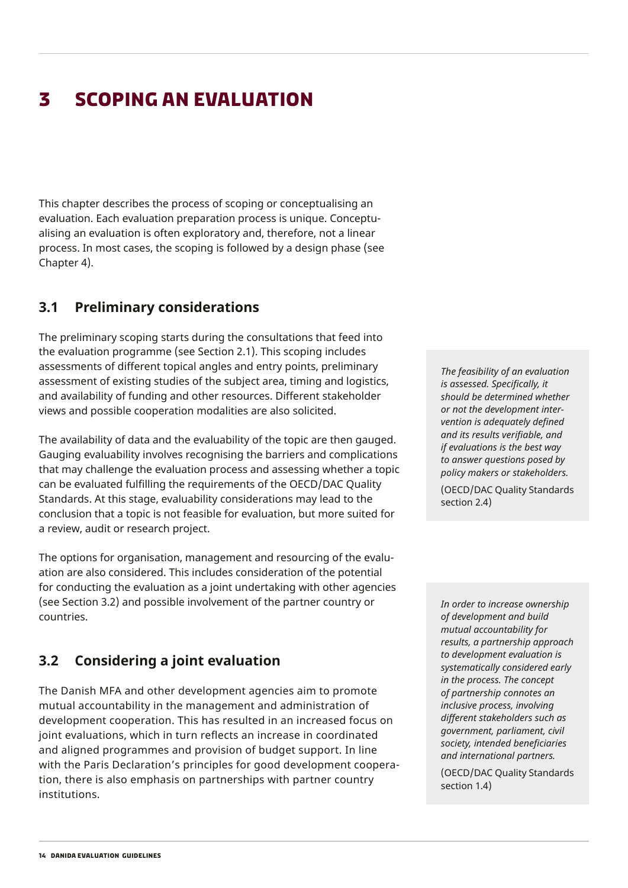# 3 SCOPING AN EVALUATION

This chapter describes the process of scoping or conceptualising an evaluation. Each evaluation preparation process is unique. Conceptualising an evaluation is often exploratory and, therefore, not a linear process. In most cases, the scoping is followed by a design phase (see Chapter 4).

## 3.1 Preliminary considerations

The preliminary scoping starts during the consultations that feed into the evaluation programme (see Section 2.1). This scoping includes assessments of different topical angles and entry points, preliminary assessment of existing studies of the subject area, timing and logistics, and availability of funding and other resources. Different stakeholder views and possible cooperation modalities are also solicited.

*The feasibility of an evaluation is assessed. Specifically, it should be determined whether or not the development intervention is adequately defined and its results verifiable, and if evaluations is the best way to answer questions posed by policy makers or stakeholders.*

(OECD/DAC Quality Standards section 2.4)

The availability of data and the evaluability of the topic are then gauged. Gauging evaluability involves recognising the barriers and complications that may challenge the evaluation process and assessing whether a topic can be evaluated fulfilling the requirements of the OECD/DAC Quality Standards. At this stage, evaluability considerations may lead to the conclusion that a topic is not feasible for evaluation, but more suited for a review, audit or research project.

The options for organisation, management and resourcing of the evaluation are also considered. This includes consideration of the potential for conducting the evaluation as a joint undertaking with other agencies (see Section 3.2) and possible involvement of the partner country or countries.

## 3.2 Considering a joint evaluation

*In order to increase ownership of development and build mutual accountability for results, a partnership approach to development evaluation is systematically considered early in the process. The concept of partnership connotes an inclusive process, involving different stakeholders such as government, parliament, civil society, intended beneficiaries and international partners.*

(OECD/DAC Quality Standards section 1.4)

The Danish MFA and other development agencies aim to promote mutual accountability in the management and administration of development cooperation. This has resulted in an increased focus on joint evaluations, which in turn reflects an increase in coordinated and aligned programmes and provision of budget support. In line with the Paris Declaration's principles for good development cooperation, there is also emphasis on partnerships with partner country institutions.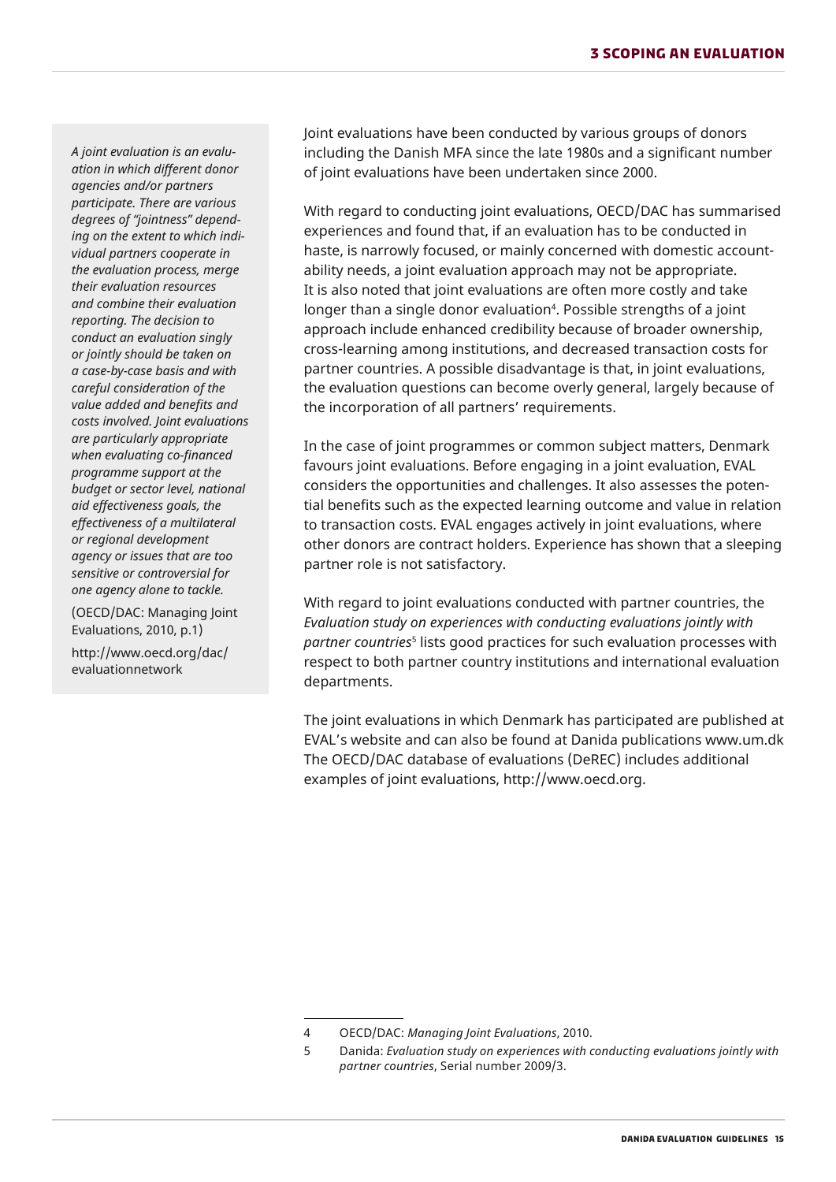*A joint evaluation is an evaluation in which different donor agencies and/or partners participate. There are various degrees of "jointness" depending on the extent to which individual partners cooperate in the evaluation process, merge their evaluation resources and combine their evaluation reporting. The decision to conduct an evaluation singly or jointly should be taken on a case-by-case basis and with careful consideration of the value added and benefits and costs involved. Joint evaluations are particularly appropriate when evaluating co-financed programme support at the budget or sector level, national aid effectiveness goals, the effectiveness of a multilateral or regional development agency or issues that are too sensitive or controversial for one agency alone to tackle.*

(OECD/DAC: Managing Joint Evaluations, 2010, p.1)

http://www.oecd.org/dac/evaluationnetwork

Joint evaluations have been conducted by various groups of donors including the Danish MFA since the late 1980s and a significant number of joint evaluations have been undertaken since 2000.

With regard to conducting joint evaluations, OECD/DAC has summarised experiences and found that, if an evaluation has to be conducted in haste, is narrowly focused, or mainly concerned with domestic accountability needs, a joint evaluation approach may not be appropriate. It is also noted that joint evaluations are often more costly and take longer than a single donor evaluation[4]. Possible strengths of a joint approach include enhanced credibility because of broader ownership, cross-learning among institutions, and decreased transaction costs for partner countries. A possible disadvantage is that, in joint evaluations, the evaluation questions can become overly general, largely because of the incorporation of all partners' requirements.

In the case of joint programmes or common subject matters, Denmark favours joint evaluations. Before engaging in a joint evaluation, EVAL considers the opportunities and challenges. It also assesses the potential benefits such as the expected learning outcome and value in relation to transaction costs. EVAL engages actively in joint evaluations, where other donors are contract holders. Experience has shown that a sleeping partner role is not satisfactory.

With regard to joint evaluations conducted with partner countries, the *Evaluation study on experiences with conducting evaluations jointly with partner countries*[5] lists good practices for such evaluation processes with respect to both partner country institutions and international evaluation departments.

The joint evaluations in which Denmark has participated are published at EVAL's website and can also be found at Danida publications www.um.dk The OECD/DAC database of evaluations (DeREC) includes additional examples of joint evaluations, http://www.oecd.org.

4 OECD/DAC: *Managing Joint Evaluations*, 2010.

5 Danida: *Evaluation study on experiences with conducting evaluations jointly with partner countries*, Serial number 2009/3.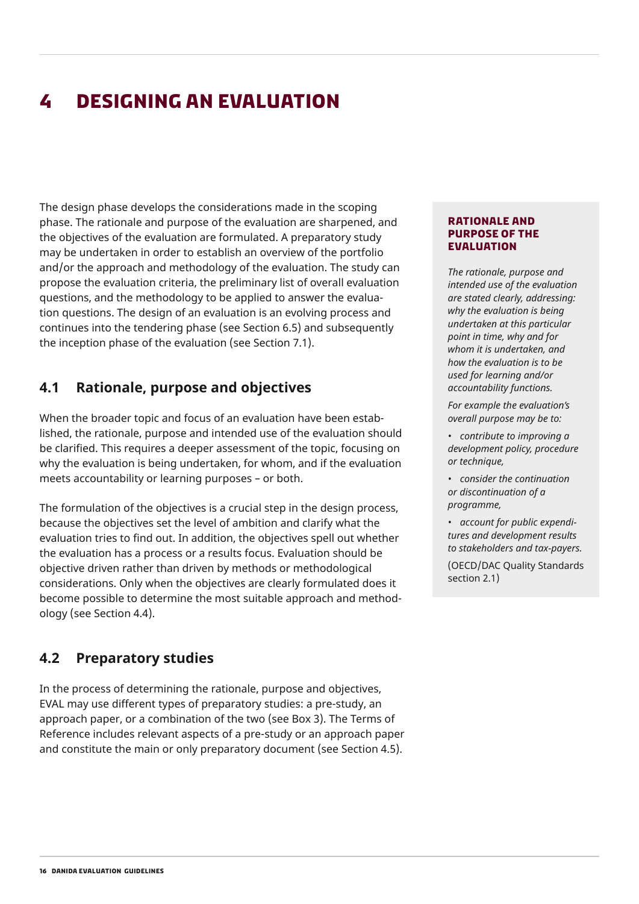# 4 DESIGNING AN EVALUATION

The design phase develops the considerations made in the scoping phase. The rationale and purpose of the evaluation are sharpened, and the objectives of the evaluation are formulated. A preparatory study may be undertaken in order to establish an overview of the portfolio and/or the approach and methodology of the evaluation. The study can propose the evaluation criteria, the preliminary list of overall evaluation questions, and the methodology to be applied to answer the evaluation questions. The design of an evaluation is an evolving process and continues into the tendering phase (see Section 6.5) and subsequently the inception phase of the evaluation (see Section 7.1).

## 4.1 Rationale, purpose and objectives

When the broader topic and focus of an evaluation have been established, the rationale, purpose and intended use of the evaluation should be clarified. This requires a deeper assessment of the topic, focusing on why the evaluation is being undertaken, for whom, and if the evaluation meets accountability or learning purposes – or both.

The formulation of the objectives is a crucial step in the design process, because the objectives set the level of ambition and clarify what the evaluation tries to find out. In addition, the objectives spell out whether the evaluation has a process or a results focus. Evaluation should be objective driven rather than driven by methods or methodological considerations. Only when the objectives are clearly formulated does it become possible to determine the most suitable approach and methodology (see Section 4.4).

## 4.2 Preparatory studies

In the process of determining the rationale, purpose and objectives, EVAL may use different types of preparatory studies: a pre-study, an approach paper, or a combination of the two (see Box 3). The Terms of Reference includes relevant aspects of a pre-study or an approach paper and constitute the main or only preparatory document (see Section 4.5).

**RATIONALE AND PURPOSE OF THE EVALUATION**

*The rationale, purpose and intended use of the evaluation are stated clearly, addressing: why the evaluation is being undertaken at this particular point in time, why and for whom it is undertaken, and how the evaluation is to be used for learning and/or accountability functions.*

*For example the evaluation's overall purpose may be to:*

- *contribute to improving a development policy, procedure or technique,*
- *consider the continuation or discontinuation of a programme,*
- *account for public expenditures and development results to stakeholders and tax-payers.*

(OECD/DAC Quality Standards section 2.1)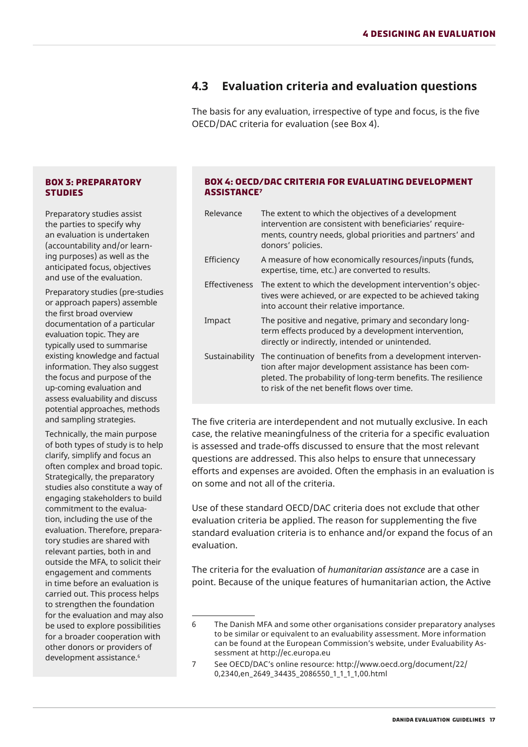## 4.3 Evaluation criteria and evaluation questions

The basis for any evaluation, irrespective of type and focus, is the five OECD/DAC criteria for evaluation (see Box 4).

**BOX 4: OECD/DAC CRITERIA FOR EVALUATING DEVELOPMENT ASSISTANCE[7]**

| | |
|---|---|
| Relevance | The extent to which the objectives of a development intervention are consistent with beneficiaries' requirements, country needs, global priorities and partners' and donors' policies. |
| Efficiency | A measure of how economically resources/inputs (funds, expertise, time, etc.) are converted to results. |
| Effectiveness | The extent to which the development intervention's objectives were achieved, or are expected to be achieved taking into account their relative importance. |
| Impact | The positive and negative, primary and secondary long-term effects produced by a development intervention, directly or indirectly, intended or unintended. |
| Sustainability | The continuation of benefits from a development intervention after major development assistance has been completed. The probability of long-term benefits. The resilience to risk of the net benefit flows over time. |

The five criteria are interdependent and not mutually exclusive. In each case, the relative meaningfulness of the criteria for a specific evaluation is assessed and trade-offs discussed to ensure that the most relevant questions are addressed. This also helps to ensure that unnecessary efforts and expenses are avoided. Often the emphasis in an evaluation is on some and not all of the criteria.

Use of these standard OECD/DAC criteria does not exclude that other evaluation criteria be applied. The reason for supplementing the five standard evaluation criteria is to enhance and/or expand the focus of an evaluation.

The criteria for the evaluation of *humanitarian assistance* are a case in point. Because of the unique features of humanitarian action, the Active

**BOX 3: PREPARATORY STUDIES**

Preparatory studies assist the parties to specify why an evaluation is undertaken (accountability and/or learning purposes) as well as the anticipated focus, objectives and use of the evaluation.

Preparatory studies (pre-studies or approach papers) assemble the first broad overview documentation of a particular evaluation topic. They are typically used to summarise existing knowledge and factual information. They also suggest the focus and purpose of the up-coming evaluation and assess evaluability and discuss potential approaches, methods and sampling strategies.

Technically, the main purpose of both types of study is to help clarify, simplify and focus an often complex and broad topic. Strategically, the preparatory studies also constitute a way of engaging stakeholders to build commitment to the evaluation, including the use of the evaluation. Therefore, preparatory studies are shared with relevant parties, both in and outside the MFA, to solicit their engagement and comments in time before an evaluation is carried out. This process helps to strengthen the foundation for the evaluation and may also be used to explore possibilities for a broader cooperation with other donors or providers of development assistance.[6]

---

6 The Danish MFA and some other organisations consider preparatory analyses to be similar or equivalent to an evaluability assessment. More information can be found at the European Commission's website, under Evaluability Assessment at http://ec.europa.eu

7 See OECD/DAC's online resource: http://www.oecd.org/document/22/0,2340,en_2649_34435_2086550_1_1_1_1,00.html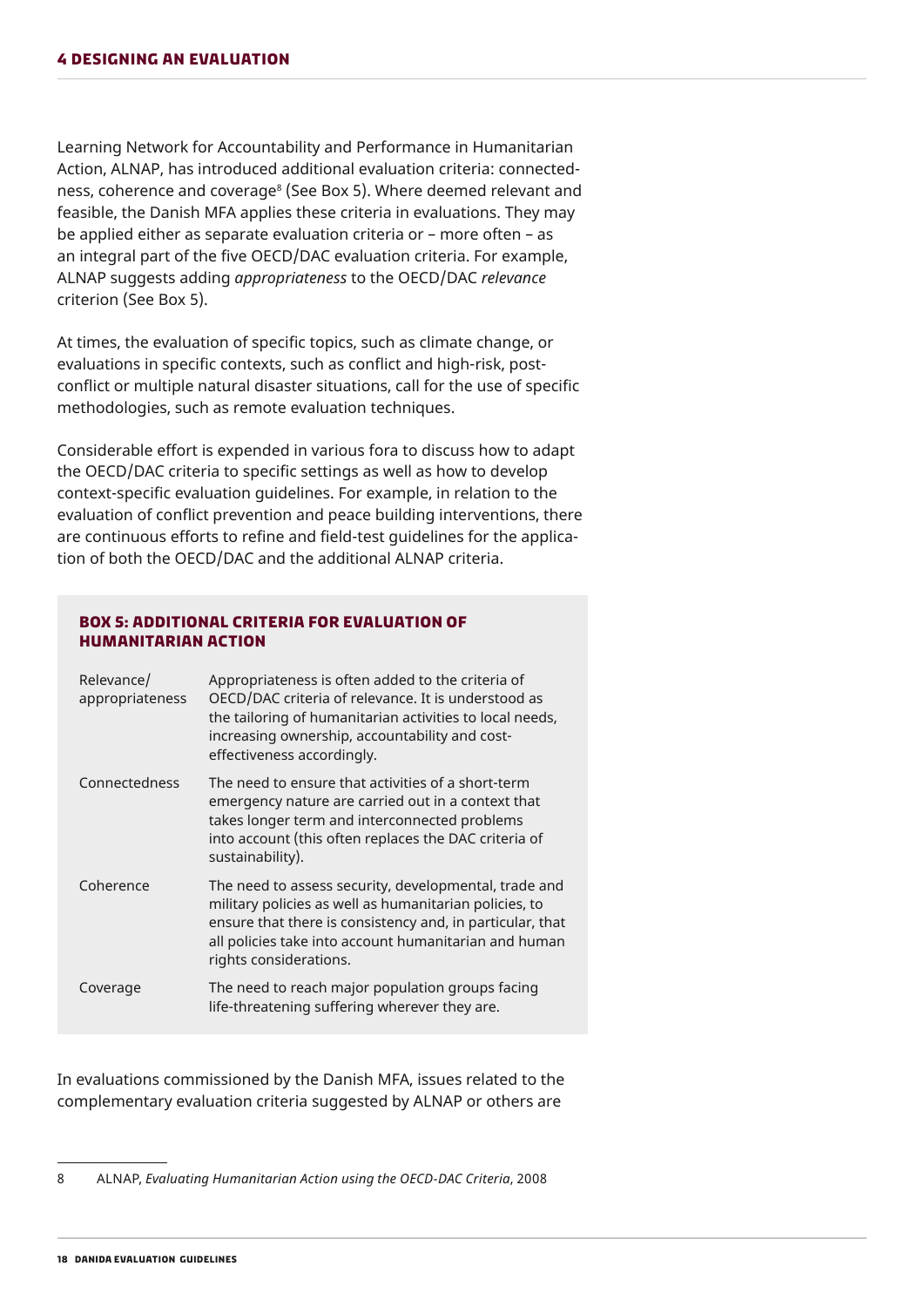Learning Network for Accountability and Performance in Humanitarian Action, ALNAP, has introduced additional evaluation criteria: connectedness, coherence and coverage[8] (See Box 5). Where deemed relevant and feasible, the Danish MFA applies these criteria in evaluations. They may be applied either as separate evaluation criteria or – more often – as an integral part of the five OECD/DAC evaluation criteria. For example, ALNAP suggests adding *appropriateness* to the OECD/DAC *relevance* criterion (See Box 5).

At times, the evaluation of specific topics, such as climate change, or evaluations in specific contexts, such as conflict and high-risk, post-conflict or multiple natural disaster situations, call for the use of specific methodologies, such as remote evaluation techniques.

Considerable effort is expended in various fora to discuss how to adapt the OECD/DAC criteria to specific settings as well as how to develop context-specific evaluation guidelines. For example, in relation to the evaluation of conflict prevention and peace building interventions, there are continuous efforts to refine and field-test guidelines for the application of both the OECD/DAC and the additional ALNAP criteria.

### BOX 5: ADDITIONAL CRITERIA FOR EVALUATION OF HUMANITARIAN ACTION

| | |
|---|---|
| Relevance/ appropriateness | Appropriateness is often added to the criteria of OECD/DAC criteria of relevance. It is understood as the tailoring of humanitarian activities to local needs, increasing ownership, accountability and cost-effectiveness accordingly. |
| Connectedness | The need to ensure that activities of a short-term emergency nature are carried out in a context that takes longer term and interconnected problems into account (this often replaces the DAC criteria of sustainability). |
| Coherence | The need to assess security, developmental, trade and military policies as well as humanitarian policies, to ensure that there is consistency and, in particular, that all policies take into account humanitarian and human rights considerations. |
| Coverage | The need to reach major population groups facing life-threatening suffering wherever they are. |

In evaluations commissioned by the Danish MFA, issues related to the complementary evaluation criteria suggested by ALNAP or others are

8 ALNAP, *Evaluating Humanitarian Action using the OECD-DAC Criteria*, 2008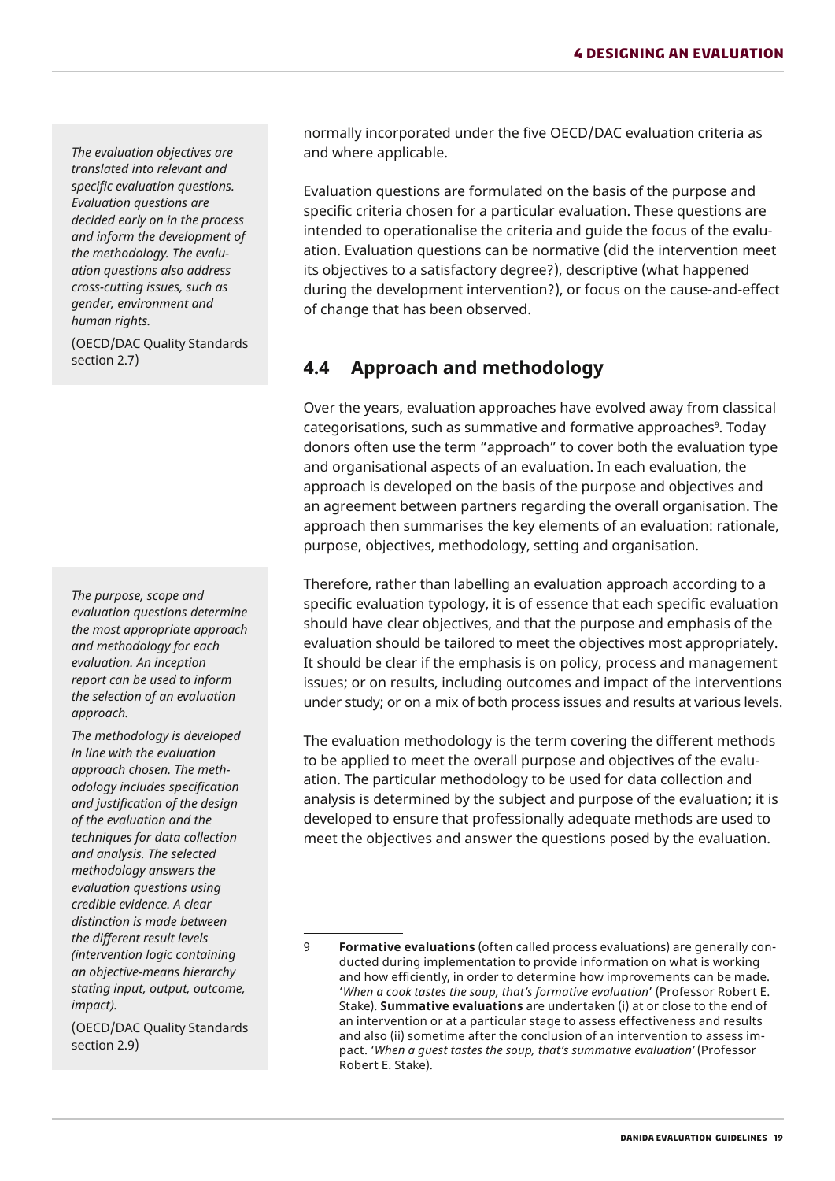*The evaluation objectives are translated into relevant and specific evaluation questions. Evaluation questions are decided early on in the process and inform the development of the methodology. The evaluation questions also address cross-cutting issues, such as gender, environment and human rights.*

(OECD/DAC Quality Standards section 2.7)

normally incorporated under the five OECD/DAC evaluation criteria as and where applicable.

Evaluation questions are formulated on the basis of the purpose and specific criteria chosen for a particular evaluation. These questions are intended to operationalise the criteria and guide the focus of the evaluation. Evaluation questions can be normative (did the intervention meet its objectives to a satisfactory degree?), descriptive (what happened during the development intervention?), or focus on the cause-and-effect of change that has been observed.

## 4.4 Approach and methodology

Over the years, evaluation approaches have evolved away from classical categorisations, such as summative and formative approaches[9]. Today donors often use the term "approach" to cover both the evaluation type and organisational aspects of an evaluation. In each evaluation, the approach is developed on the basis of the purpose and objectives and an agreement between partners regarding the overall organisation. The approach then summarises the key elements of an evaluation: rationale, purpose, objectives, methodology, setting and organisation.

*The purpose, scope and evaluation questions determine the most appropriate approach and methodology for each evaluation. An inception report can be used to inform the selection of an evaluation approach.*

*The methodology is developed in line with the evaluation approach chosen. The methodology includes specification and justification of the design of the evaluation and the techniques for data collection and analysis. The selected methodology answers the evaluation questions using credible evidence. A clear distinction is made between the different result levels (intervention logic containing an objective-means hierarchy stating input, output, outcome, impact).*

(OECD/DAC Quality Standards section 2.9)

Therefore, rather than labelling an evaluation approach according to a specific evaluation typology, it is of essence that each specific evaluation should have clear objectives, and that the purpose and emphasis of the evaluation should be tailored to meet the objectives most appropriately. It should be clear if the emphasis is on policy, process and management issues; or on results, including outcomes and impact of the interventions under study; or on a mix of both process issues and results at various levels.

The evaluation methodology is the term covering the different methods to be applied to meet the overall purpose and objectives of the evaluation. The particular methodology to be used for data collection and analysis is determined by the subject and purpose of the evaluation; it is developed to ensure that professionally adequate methods are used to meet the objectives and answer the questions posed by the evaluation.

---

9 **Formative evaluations** (often called process evaluations) are generally conducted during implementation to provide information on what is working and how efficiently, in order to determine how improvements can be made. '*When a cook tastes the soup, that's formative evaluation*' (Professor Robert E. Stake). **Summative evaluations** are undertaken (i) at or close to the end of an intervention or at a particular stage to assess effectiveness and results and also (ii) sometime after the conclusion of an intervention to assess impact. '*When a guest tastes the soup, that's summative evaluation*' (Professor Robert E. Stake).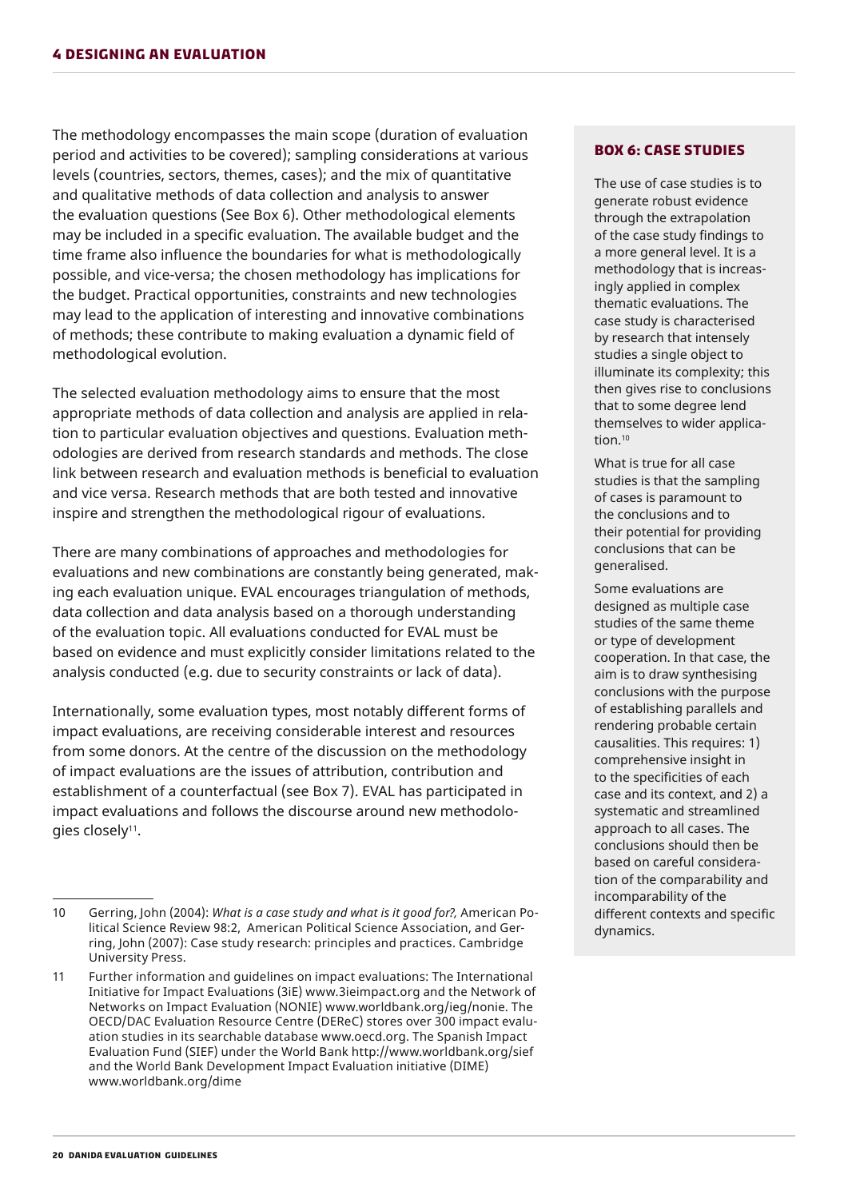The methodology encompasses the main scope (duration of evaluation period and activities to be covered); sampling considerations at various levels (countries, sectors, themes, cases); and the mix of quantitative and qualitative methods of data collection and analysis to answer the evaluation questions (See Box 6). Other methodological elements may be included in a specific evaluation. The available budget and the time frame also influence the boundaries for what is methodologically possible, and vice-versa; the chosen methodology has implications for the budget. Practical opportunities, constraints and new technologies may lead to the application of interesting and innovative combinations of methods; these contribute to making evaluation a dynamic field of methodological evolution.

The selected evaluation methodology aims to ensure that the most appropriate methods of data collection and analysis are applied in relation to particular evaluation objectives and questions. Evaluation methodologies are derived from research standards and methods. The close link between research and evaluation methods is beneficial to evaluation and vice versa. Research methods that are both tested and innovative inspire and strengthen the methodological rigour of evaluations.

There are many combinations of approaches and methodologies for evaluations and new combinations are constantly being generated, making each evaluation unique. EVAL encourages triangulation of methods, data collection and data analysis based on a thorough understanding of the evaluation topic. All evaluations conducted for EVAL must be based on evidence and must explicitly consider limitations related to the analysis conducted (e.g. due to security constraints or lack of data).

Internationally, some evaluation types, most notably different forms of impact evaluations, are receiving considerable interest and resources from some donors. At the centre of the discussion on the methodology of impact evaluations are the issues of attribution, contribution and establishment of a counterfactual (see Box 7). EVAL has participated in impact evaluations and follows the discourse around new methodologies closely[11].

### BOX 6: CASE STUDIES

The use of case studies is to generate robust evidence through the extrapolation of the case study findings to a more general level. It is a methodology that is increasingly applied in complex thematic evaluations. The case study is characterised by research that intensely studies a single object to illuminate its complexity; this then gives rise to conclusions that to some degree lend themselves to wider application.[10]

What is true for all case studies is that the sampling of cases is paramount to the conclusions and to their potential for providing conclusions that can be generalised.

Some evaluations are designed as multiple case studies of the same theme or type of development cooperation. In that case, the aim is to draw synthesising conclusions with the purpose of establishing parallels and rendering probable certain causalities. This requires: 1) comprehensive insight in to the specificities of each case and its context, and 2) a systematic and streamlined approach to all cases. The conclusions should then be based on careful consideration of the comparability and incomparability of the different contexts and specific dynamics.

---

10 Gerring, John (2004): *What is a case study and what is it good for?,* American Political Science Review 98:2, American Political Science Association, and Gerring, John (2007): Case study research: principles and practices. Cambridge University Press.

11 Further information and guidelines on impact evaluations: The International Initiative for Impact Evaluations (3iE) www.3ieimpact.org and the Network of Networks on Impact Evaluation (NONIE) www.worldbank.org/ieg/nonie. The OECD/DAC Evaluation Resource Centre (DEReC) stores over 300 impact evaluation studies in its searchable database www.oecd.org. The Spanish Impact Evaluation Fund (SIEF) under the World Bank http://www.worldbank.org/sief and the World Bank Development Impact Evaluation initiative (DIME) www.worldbank.org/dime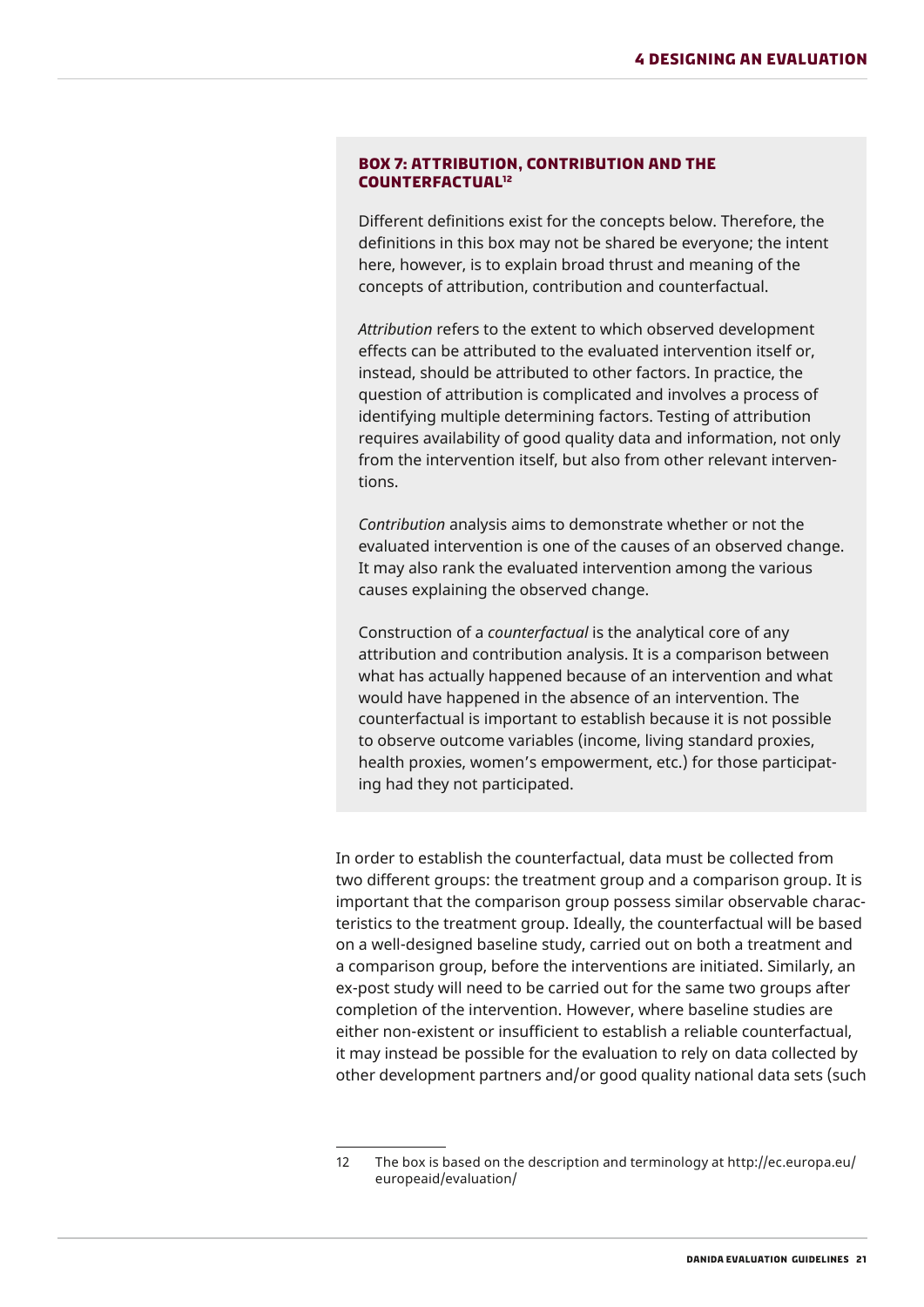### BOX 7: ATTRIBUTION, CONTRIBUTION AND THE COUNTERFACTUAL[12]

Different definitions exist for the concepts below. Therefore, the definitions in this box may not be shared be everyone; the intent here, however, is to explain broad thrust and meaning of the concepts of attribution, contribution and counterfactual.

*Attribution* refers to the extent to which observed development effects can be attributed to the evaluated intervention itself or, instead, should be attributed to other factors. In practice, the question of attribution is complicated and involves a process of identifying multiple determining factors. Testing of attribution requires availability of good quality data and information, not only from the intervention itself, but also from other relevant interventions.

*Contribution* analysis aims to demonstrate whether or not the evaluated intervention is one of the causes of an observed change. It may also rank the evaluated intervention among the various causes explaining the observed change.

Construction of a *counterfactual* is the analytical core of any attribution and contribution analysis. It is a comparison between what has actually happened because of an intervention and what would have happened in the absence of an intervention. The counterfactual is important to establish because it is not possible to observe outcome variables (income, living standard proxies, health proxies, women's empowerment, etc.) for those participating had they not participated.

In order to establish the counterfactual, data must be collected from two different groups: the treatment group and a comparison group. It is important that the comparison group possess similar observable characteristics to the treatment group. Ideally, the counterfactual will be based on a well-designed baseline study, carried out on both a treatment and a comparison group, before the interventions are initiated. Similarly, an ex-post study will need to be carried out for the same two groups after completion of the intervention. However, where baseline studies are either non-existent or insufficient to establish a reliable counterfactual, it may instead be possible for the evaluation to rely on data collected by other development partners and/or good quality national data sets (such

---

12 The box is based on the description and terminology at http://ec.europa.eu/europeaid/evaluation/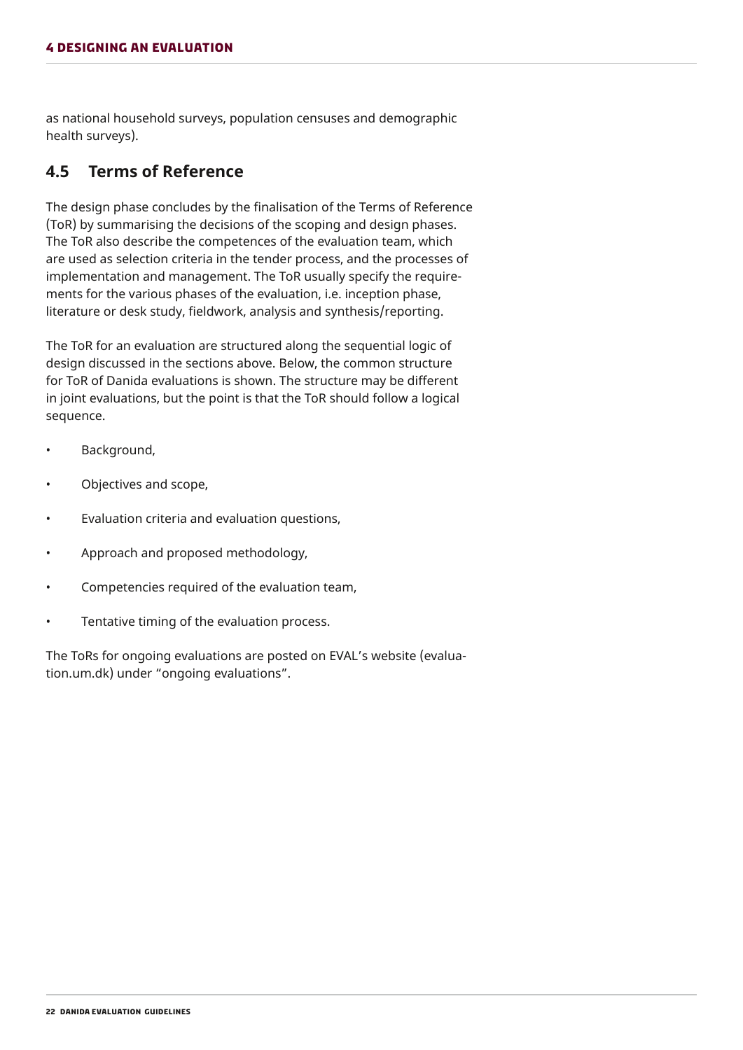as national household surveys, population censuses and demographic health surveys).

## 4.5 Terms of Reference

The design phase concludes by the finalisation of the Terms of Reference (ToR) by summarising the decisions of the scoping and design phases. The ToR also describe the competences of the evaluation team, which are used as selection criteria in the tender process, and the processes of implementation and management. The ToR usually specify the requirements for the various phases of the evaluation, i.e. inception phase, literature or desk study, fieldwork, analysis and synthesis/reporting.

The ToR for an evaluation are structured along the sequential logic of design discussed in the sections above. Below, the common structure for ToR of Danida evaluations is shown. The structure may be different in joint evaluations, but the point is that the ToR should follow a logical sequence.

- Background,
- Objectives and scope,
- Evaluation criteria and evaluation questions,
- Approach and proposed methodology,
- Competencies required of the evaluation team,
- Tentative timing of the evaluation process.

The ToRs for ongoing evaluations are posted on EVAL's website (evaluation.um.dk) under "ongoing evaluations".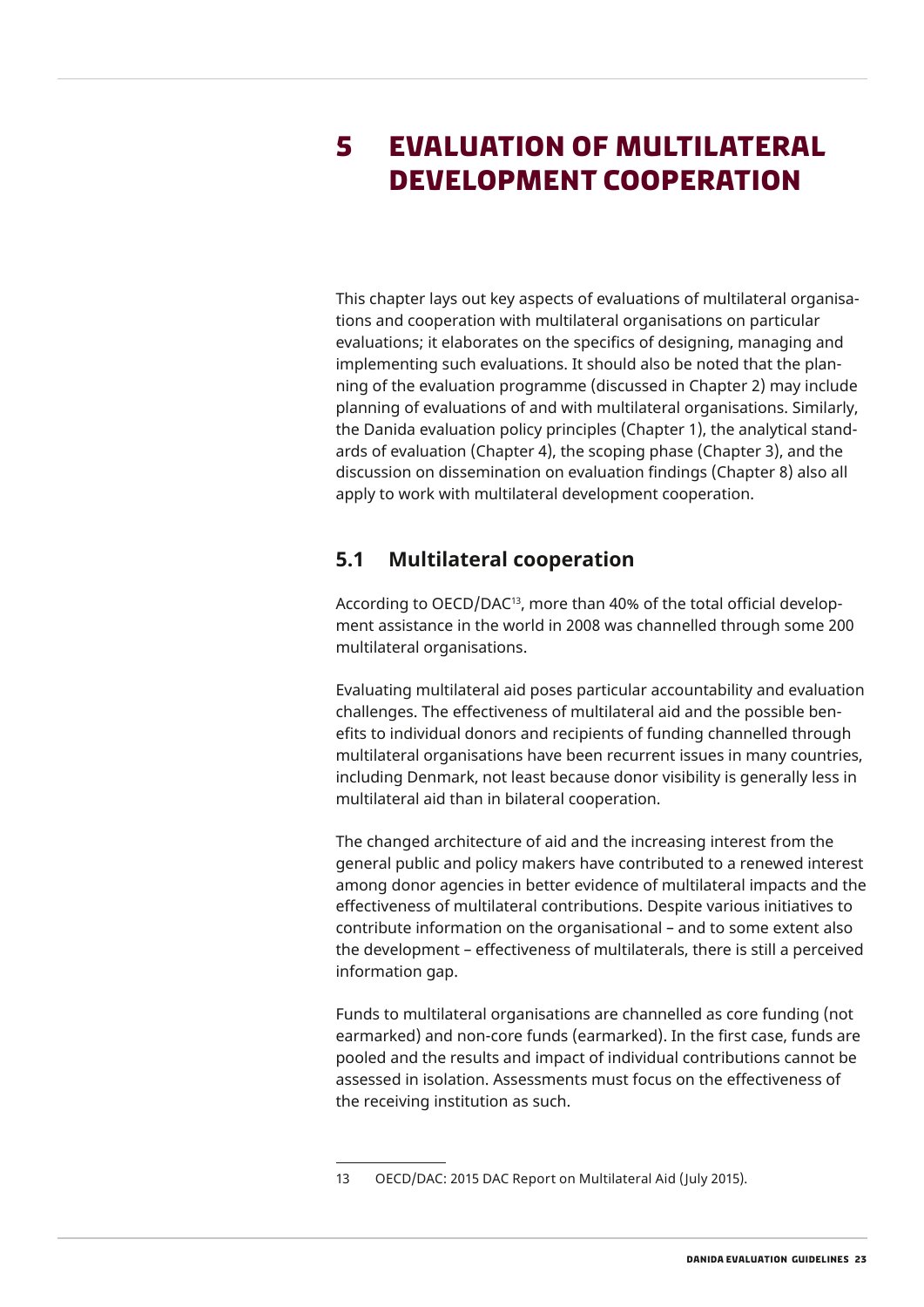# 5 EVALUATION OF MULTILATERAL DEVELOPMENT COOPERATION

This chapter lays out key aspects of evaluations of multilateral organisations and cooperation with multilateral organisations on particular evaluations; it elaborates on the specifics of designing, managing and implementing such evaluations. It should also be noted that the planning of the evaluation programme (discussed in Chapter 2) may include planning of evaluations of and with multilateral organisations. Similarly, the Danida evaluation policy principles (Chapter 1), the analytical standards of evaluation (Chapter 4), the scoping phase (Chapter 3), and the discussion on dissemination on evaluation findings (Chapter 8) also all apply to work with multilateral development cooperation.

## 5.1 Multilateral cooperation

According to OECD/DAC[13], more than 40% of the total official development assistance in the world in 2008 was channelled through some 200 multilateral organisations.

Evaluating multilateral aid poses particular accountability and evaluation challenges. The effectiveness of multilateral aid and the possible benefits to individual donors and recipients of funding channelled through multilateral organisations have been recurrent issues in many countries, including Denmark, not least because donor visibility is generally less in multilateral aid than in bilateral cooperation.

The changed architecture of aid and the increasing interest from the general public and policy makers have contributed to a renewed interest among donor agencies in better evidence of multilateral impacts and the effectiveness of multilateral contributions. Despite various initiatives to contribute information on the organisational – and to some extent also the development – effectiveness of multilaterals, there is still a perceived information gap.

Funds to multilateral organisations are channelled as core funding (not earmarked) and non-core funds (earmarked). In the first case, funds are pooled and the results and impact of individual contributions cannot be assessed in isolation. Assessments must focus on the effectiveness of the receiving institution as such.

---

13 OECD/DAC: 2015 DAC Report on Multilateral Aid (July 2015).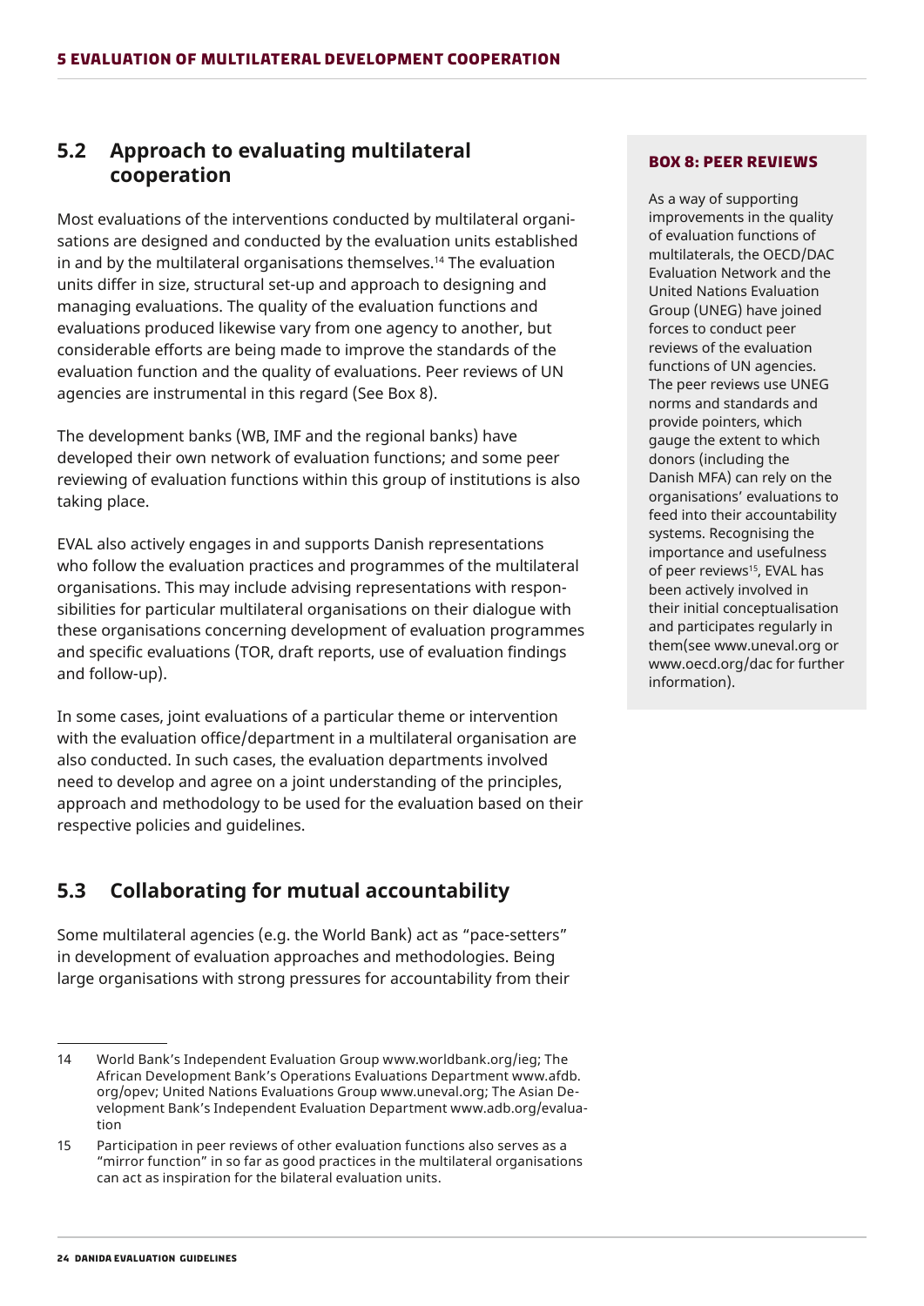## 5.2 Approach to evaluating multilateral cooperation

Most evaluations of the interventions conducted by multilateral organisations are designed and conducted by the evaluation units established in and by the multilateral organisations themselves.[14] The evaluation units differ in size, structural set-up and approach to designing and managing evaluations. The quality of the evaluation functions and evaluations produced likewise vary from one agency to another, but considerable efforts are being made to improve the standards of the evaluation function and the quality of evaluations. Peer reviews of UN agencies are instrumental in this regard (See Box 8).

The development banks (WB, IMF and the regional banks) have developed their own network of evaluation functions; and some peer reviewing of evaluation functions within this group of institutions is also taking place.

EVAL also actively engages in and supports Danish representations who follow the evaluation practices and programmes of the multilateral organisations. This may include advising representations with responsibilities for particular multilateral organisations on their dialogue with these organisations concerning development of evaluation programmes and specific evaluations (TOR, draft reports, use of evaluation findings and follow-up).

In some cases, joint evaluations of a particular theme or intervention with the evaluation office/department in a multilateral organisation are also conducted. In such cases, the evaluation departments involved need to develop and agree on a joint understanding of the principles, approach and methodology to be used for the evaluation based on their respective policies and guidelines.

**BOX 8: PEER REVIEWS**

As a way of supporting improvements in the quality of evaluation functions of multilaterals, the OECD/DAC Evaluation Network and the United Nations Evaluation Group (UNEG) have joined forces to conduct peer reviews of the evaluation functions of UN agencies. The peer reviews use UNEG norms and standards and provide pointers, which gauge the extent to which donors (including the Danish MFA) can rely on the organisations' evaluations to feed into their accountability systems. Recognising the importance and usefulness of peer reviews[15], EVAL has been actively involved in their initial conceptualisation and participates regularly in them(see www.uneval.org or www.oecd.org/dac for further information).

## 5.3 Collaborating for mutual accountability

Some multilateral agencies (e.g. the World Bank) act as "pace-setters" in development of evaluation approaches and methodologies. Being large organisations with strong pressures for accountability from their

---

14 World Bank's Independent Evaluation Group www.worldbank.org/ieg; The African Development Bank's Operations Evaluations Department www.afdb.org/opev; United Nations Evaluations Group www.uneval.org; The Asian Development Bank's Independent Evaluation Department www.adb.org/evaluation

15 Participation in peer reviews of other evaluation functions also serves as a "mirror function" in so far as good practices in the multilateral organisations can act as inspiration for the bilateral evaluation units.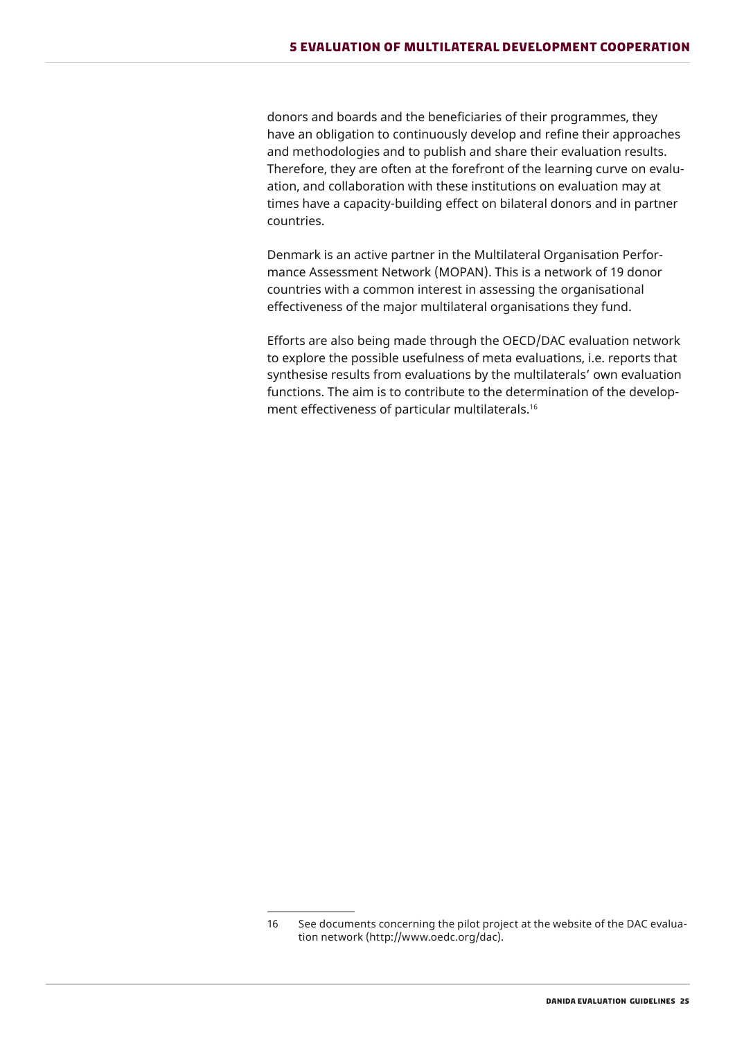donors and boards and the beneficiaries of their programmes, they have an obligation to continuously develop and refine their approaches and methodologies and to publish and share their evaluation results. Therefore, they are often at the forefront of the learning curve on evaluation, and collaboration with these institutions on evaluation may at times have a capacity-building effect on bilateral donors and in partner countries.

Denmark is an active partner in the Multilateral Organisation Performance Assessment Network (MOPAN). This is a network of 19 donor countries with a common interest in assessing the organisational effectiveness of the major multilateral organisations they fund.

Efforts are also being made through the OECD/DAC evaluation network to explore the possible usefulness of meta evaluations, i.e. reports that synthesise results from evaluations by the multilaterals' own evaluation functions. The aim is to contribute to the determination of the development effectiveness of particular multilaterals.[16]

---

16 See documents concerning the pilot project at the website of the DAC evaluation network (http://www.oedc.org/dac).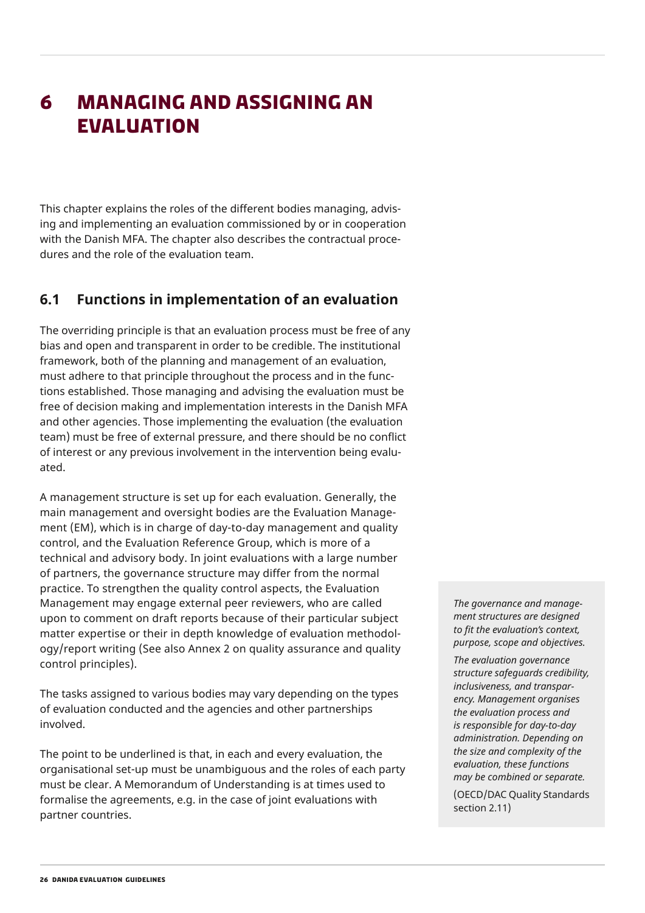# 6 MANAGING AND ASSIGNING AN EVALUATION

This chapter explains the roles of the different bodies managing, advising and implementing an evaluation commissioned by or in cooperation with the Danish MFA. The chapter also describes the contractual procedures and the role of the evaluation team.

## 6.1 Functions in implementation of an evaluation

The overriding principle is that an evaluation process must be free of any bias and open and transparent in order to be credible. The institutional framework, both of the planning and management of an evaluation, must adhere to that principle throughout the process and in the functions established. Those managing and advising the evaluation must be free of decision making and implementation interests in the Danish MFA and other agencies. Those implementing the evaluation (the evaluation team) must be free of external pressure, and there should be no conflict of interest or any previous involvement in the intervention being evaluated.

A management structure is set up for each evaluation. Generally, the main management and oversight bodies are the Evaluation Management (EM), which is in charge of day-to-day management and quality control, and the Evaluation Reference Group, which is more of a technical and advisory body. In joint evaluations with a large number of partners, the governance structure may differ from the normal practice. To strengthen the quality control aspects, the Evaluation Management may engage external peer reviewers, who are called upon to comment on draft reports because of their particular subject matter expertise or their in depth knowledge of evaluation methodology/report writing (See also Annex 2 on quality assurance and quality control principles).

The tasks assigned to various bodies may vary depending on the types of evaluation conducted and the agencies and other partnerships involved.

The point to be underlined is that, in each and every evaluation, the organisational set-up must be unambiguous and the roles of each party must be clear. A Memorandum of Understanding is at times used to formalise the agreements, e.g. in the case of joint evaluations with partner countries.

*The governance and management structures are designed to fit the evaluation's context, purpose, scope and objectives.*

*The evaluation governance structure safeguards credibility, inclusiveness, and transparency. Management organises the evaluation process and is responsible for day-to-day administration. Depending on the size and complexity of the evaluation, these functions may be combined or separate.*

(OECD/DAC Quality Standards section 2.11)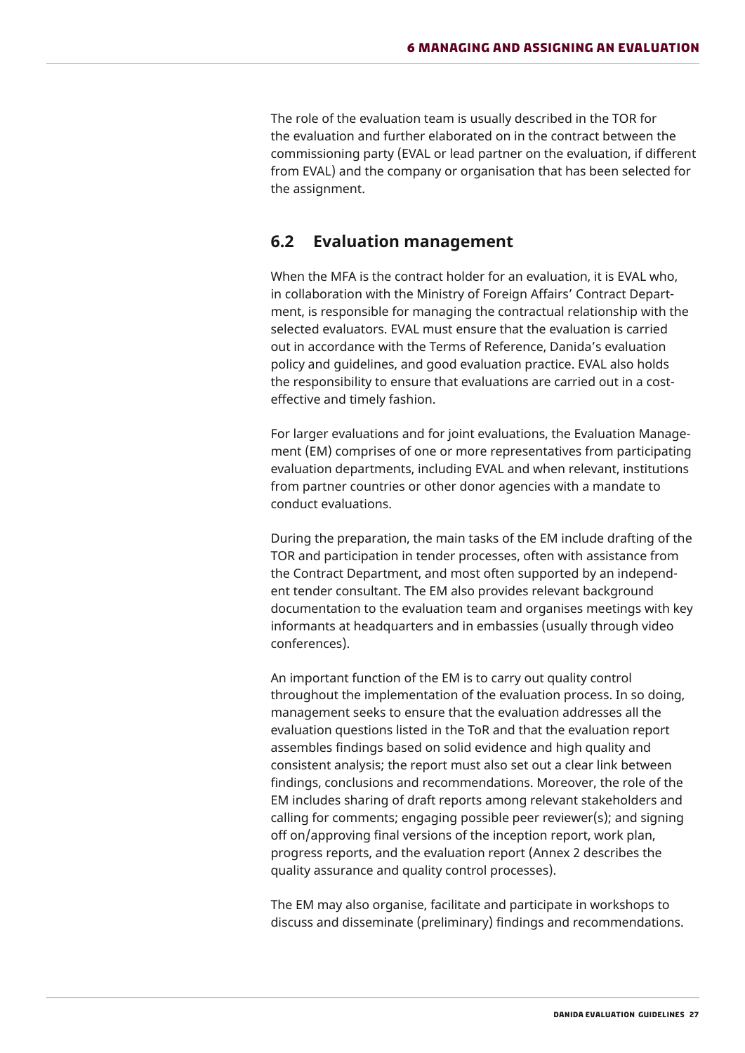The role of the evaluation team is usually described in the TOR for the evaluation and further elaborated on in the contract between the commissioning party (EVAL or lead partner on the evaluation, if different from EVAL) and the company or organisation that has been selected for the assignment.

## 6.2 Evaluation management

When the MFA is the contract holder for an evaluation, it is EVAL who, in collaboration with the Ministry of Foreign Affairs' Contract Department, is responsible for managing the contractual relationship with the selected evaluators. EVAL must ensure that the evaluation is carried out in accordance with the Terms of Reference, Danida's evaluation policy and guidelines, and good evaluation practice. EVAL also holds the responsibility to ensure that evaluations are carried out in a cost-effective and timely fashion.

For larger evaluations and for joint evaluations, the Evaluation Management (EM) comprises of one or more representatives from participating evaluation departments, including EVAL and when relevant, institutions from partner countries or other donor agencies with a mandate to conduct evaluations.

During the preparation, the main tasks of the EM include drafting of the TOR and participation in tender processes, often with assistance from the Contract Department, and most often supported by an independent tender consultant. The EM also provides relevant background documentation to the evaluation team and organises meetings with key informants at headquarters and in embassies (usually through video conferences).

An important function of the EM is to carry out quality control throughout the implementation of the evaluation process. In so doing, management seeks to ensure that the evaluation addresses all the evaluation questions listed in the ToR and that the evaluation report assembles findings based on solid evidence and high quality and consistent analysis; the report must also set out a clear link between findings, conclusions and recommendations. Moreover, the role of the EM includes sharing of draft reports among relevant stakeholders and calling for comments; engaging possible peer reviewer(s); and signing off on/approving final versions of the inception report, work plan, progress reports, and the evaluation report (Annex 2 describes the quality assurance and quality control processes).

The EM may also organise, facilitate and participate in workshops to discuss and disseminate (preliminary) findings and recommendations.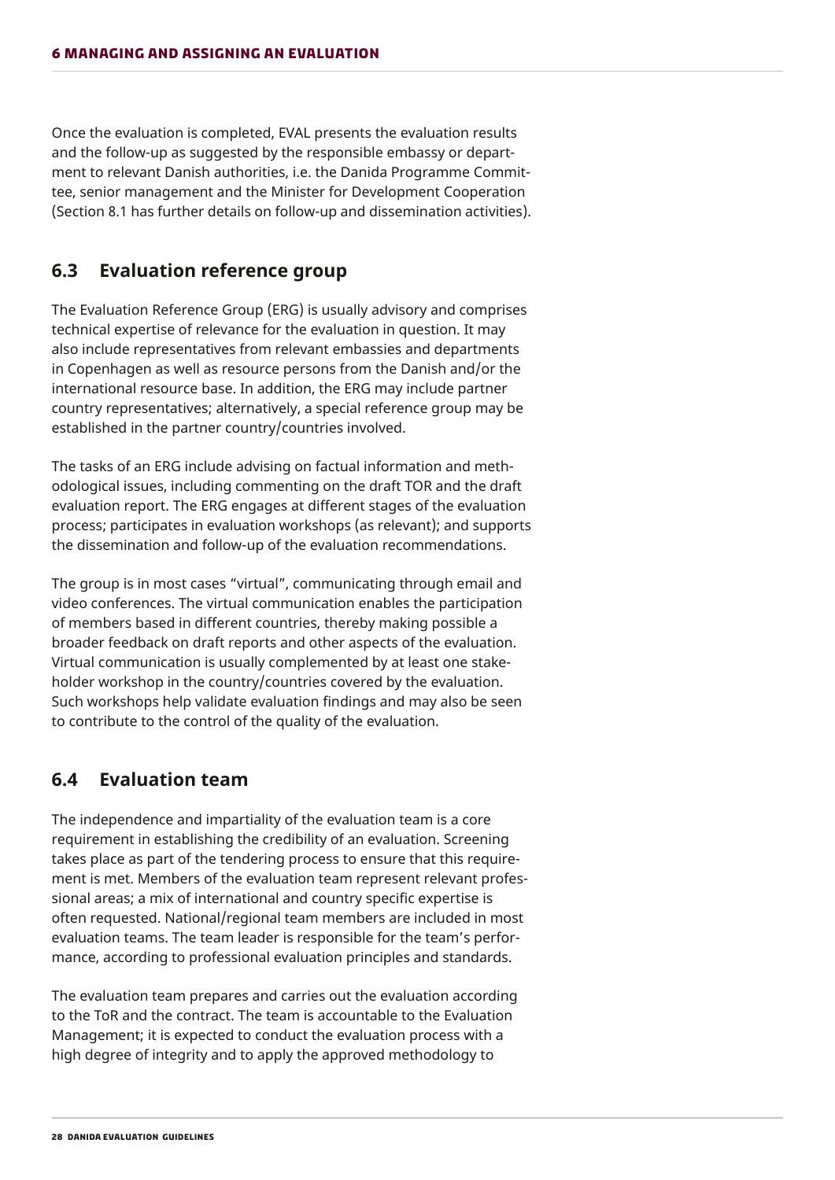Once the evaluation is completed, EVAL presents the evaluation results and the follow-up as suggested by the responsible embassy or department to relevant Danish authorities, i.e. the Danida Programme Committee, senior management and the Minister for Development Cooperation (Section 8.1 has further details on follow-up and dissemination activities).

## 6.3 Evaluation reference group

The Evaluation Reference Group (ERG) is usually advisory and comprises technical expertise of relevance for the evaluation in question. It may also include representatives from relevant embassies and departments in Copenhagen as well as resource persons from the Danish and/or the international resource base. In addition, the ERG may include partner country representatives; alternatively, a special reference group may be established in the partner country/countries involved.

The tasks of an ERG include advising on factual information and methodological issues, including commenting on the draft TOR and the draft evaluation report. The ERG engages at different stages of the evaluation process; participates in evaluation workshops (as relevant); and supports the dissemination and follow-up of the evaluation recommendations.

The group is in most cases "virtual", communicating through email and video conferences. The virtual communication enables the participation of members based in different countries, thereby making possible a broader feedback on draft reports and other aspects of the evaluation. Virtual communication is usually complemented by at least one stakeholder workshop in the country/countries covered by the evaluation. Such workshops help validate evaluation findings and may also be seen to contribute to the control of the quality of the evaluation.

## 6.4 Evaluation team

The independence and impartiality of the evaluation team is a core requirement in establishing the credibility of an evaluation. Screening takes place as part of the tendering process to ensure that this requirement is met. Members of the evaluation team represent relevant professional areas; a mix of international and country specific expertise is often requested. National/regional team members are included in most evaluation teams. The team leader is responsible for the team's performance, according to professional evaluation principles and standards.

The evaluation team prepares and carries out the evaluation according to the ToR and the contract. The team is accountable to the Evaluation Management; it is expected to conduct the evaluation process with a high degree of integrity and to apply the approved methodology to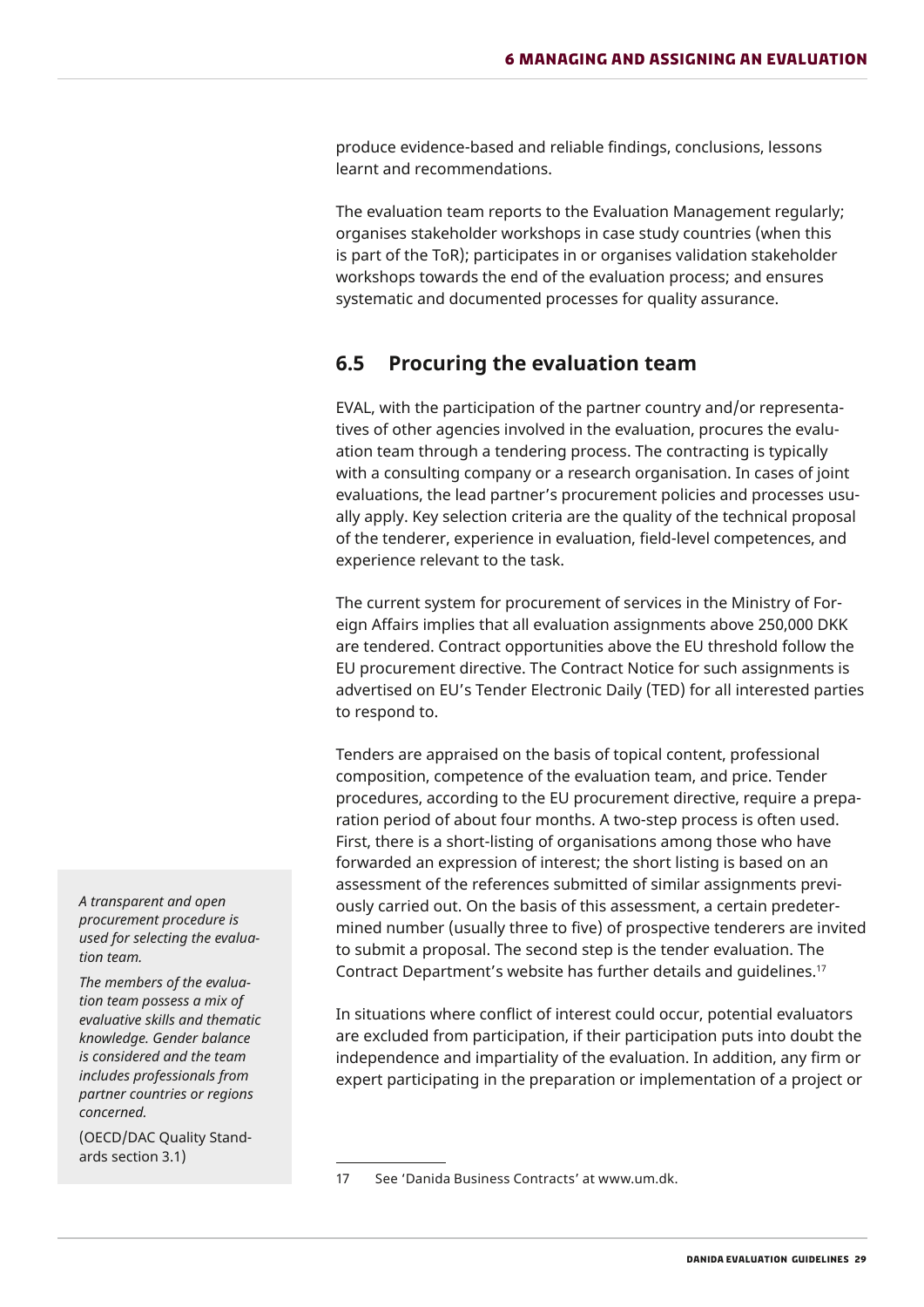produce evidence-based and reliable findings, conclusions, lessons learnt and recommendations.

The evaluation team reports to the Evaluation Management regularly; organises stakeholder workshops in case study countries (when this is part of the ToR); participates in or organises validation stakeholder workshops towards the end of the evaluation process; and ensures systematic and documented processes for quality assurance.

## 6.5 Procuring the evaluation team

EVAL, with the participation of the partner country and/or representatives of other agencies involved in the evaluation, procures the evaluation team through a tendering process. The contracting is typically with a consulting company or a research organisation. In cases of joint evaluations, the lead partner's procurement policies and processes usually apply. Key selection criteria are the quality of the technical proposal of the tenderer, experience in evaluation, field-level competences, and experience relevant to the task.

The current system for procurement of services in the Ministry of Foreign Affairs implies that all evaluation assignments above 250,000 DKK are tendered. Contract opportunities above the EU threshold follow the EU procurement directive. The Contract Notice for such assignments is advertised on EU's Tender Electronic Daily (TED) for all interested parties to respond to.

Tenders are appraised on the basis of topical content, professional composition, competence of the evaluation team, and price. Tender procedures, according to the EU procurement directive, require a preparation period of about four months. A two-step process is often used. First, there is a short-listing of organisations among those who have forwarded an expression of interest; the short listing is based on an assessment of the references submitted of similar assignments previously carried out. On the basis of this assessment, a certain predetermined number (usually three to five) of prospective tenderers are invited to submit a proposal. The second step is the tender evaluation. The Contract Department's website has further details and guidelines.[17]

*A transparent and open procurement procedure is used for selecting the evaluation team.*

*The members of the evaluation team possess a mix of evaluative skills and thematic knowledge. Gender balance is considered and the team includes professionals from partner countries or regions concerned.*

(OECD/DAC Quality Standards section 3.1)

In situations where conflict of interest could occur, potential evaluators are excluded from participation, if their participation puts into doubt the independence and impartiality of the evaluation. In addition, any firm or expert participating in the preparation or implementation of a project or

17 See 'Danida Business Contracts' at www.um.dk.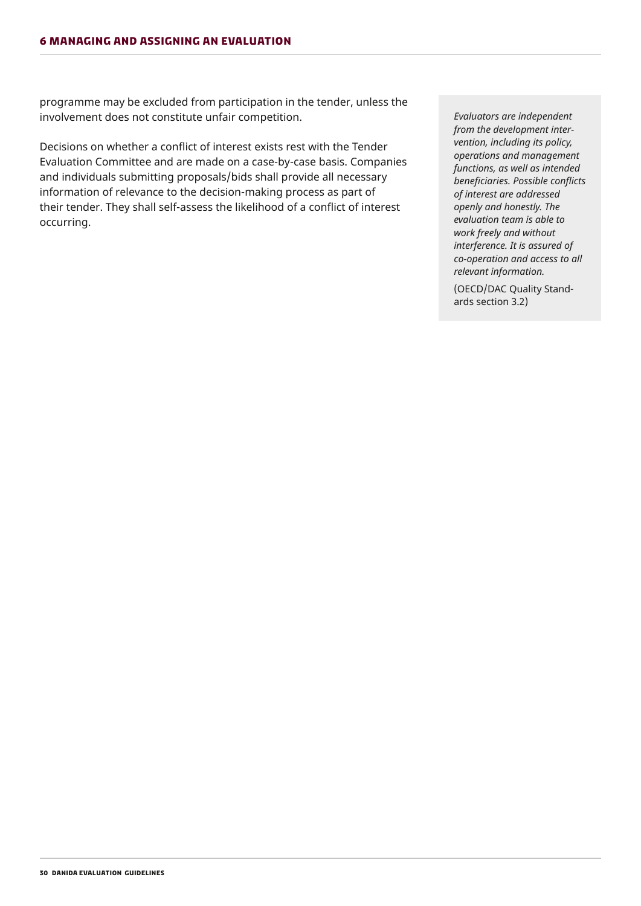programme may be excluded from participation in the tender, unless the involvement does not constitute unfair competition.

Decisions on whether a conflict of interest exists rest with the Tender Evaluation Committee and are made on a case-by-case basis. Companies and individuals submitting proposals/bids shall provide all necessary information of relevance to the decision-making process as part of their tender. They shall self-assess the likelihood of a conflict of interest occurring.

> *Evaluators are independent from the development intervention, including its policy, operations and management functions, as well as intended beneficiaries. Possible conflicts of interest are addressed openly and honestly. The evaluation team is able to work freely and without interference. It is assured of co-operation and access to all relevant information.*
>
> (OECD/DAC Quality Standards section 3.2)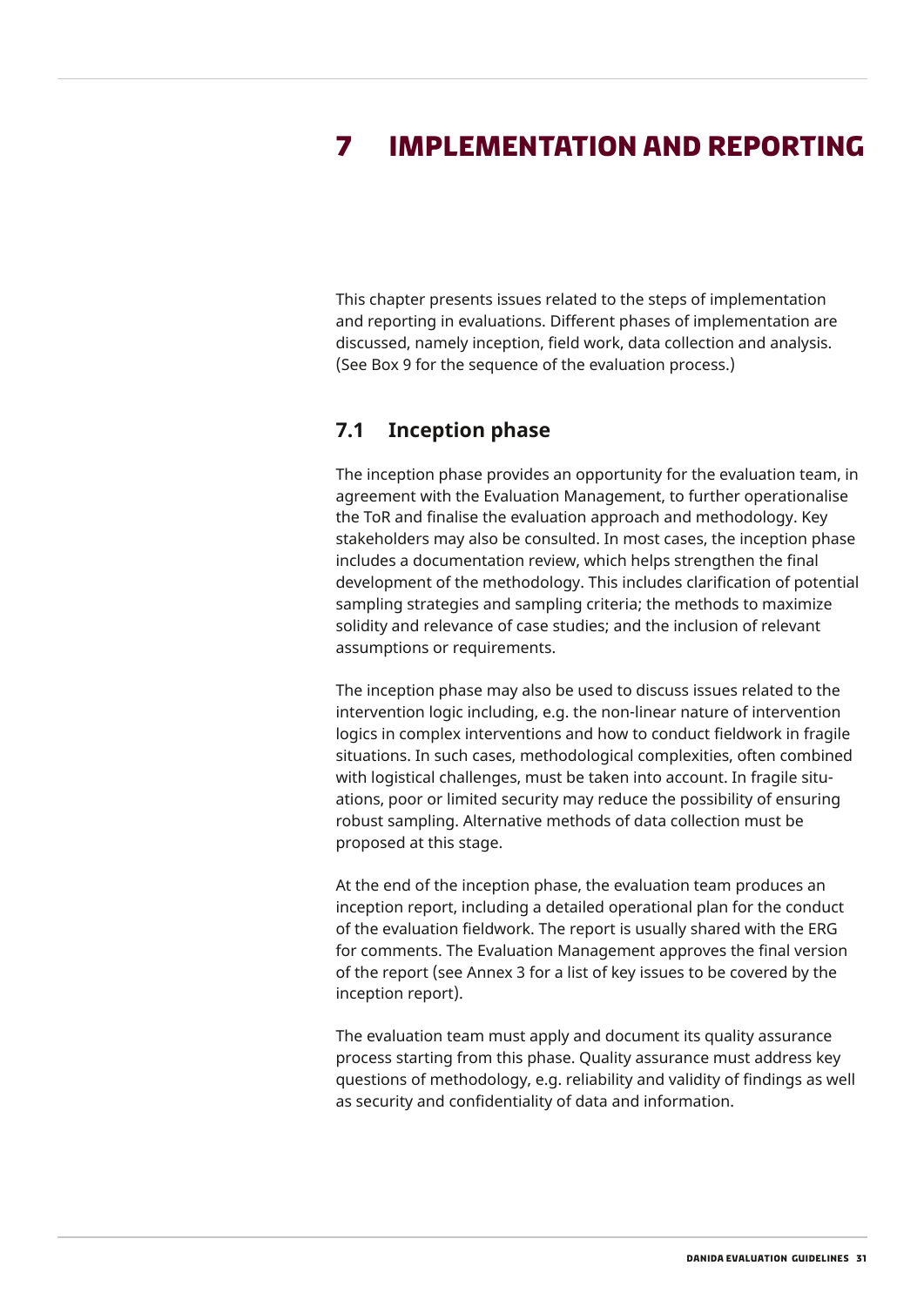# 7 IMPLEMENTATION AND REPORTING

This chapter presents issues related to the steps of implementation and reporting in evaluations. Different phases of implementation are discussed, namely inception, field work, data collection and analysis. (See Box 9 for the sequence of the evaluation process.)

## 7.1 Inception phase

The inception phase provides an opportunity for the evaluation team, in agreement with the Evaluation Management, to further operationalise the ToR and finalise the evaluation approach and methodology. Key stakeholders may also be consulted. In most cases, the inception phase includes a documentation review, which helps strengthen the final development of the methodology. This includes clarification of potential sampling strategies and sampling criteria; the methods to maximize solidity and relevance of case studies; and the inclusion of relevant assumptions or requirements.

The inception phase may also be used to discuss issues related to the intervention logic including, e.g. the non-linear nature of intervention logics in complex interventions and how to conduct fieldwork in fragile situations. In such cases, methodological complexities, often combined with logistical challenges, must be taken into account. In fragile situations, poor or limited security may reduce the possibility of ensuring robust sampling. Alternative methods of data collection must be proposed at this stage.

At the end of the inception phase, the evaluation team produces an inception report, including a detailed operational plan for the conduct of the evaluation fieldwork. The report is usually shared with the ERG for comments. The Evaluation Management approves the final version of the report (see Annex 3 for a list of key issues to be covered by the inception report).

The evaluation team must apply and document its quality assurance process starting from this phase. Quality assurance must address key questions of methodology, e.g. reliability and validity of findings as well as security and confidentiality of data and information.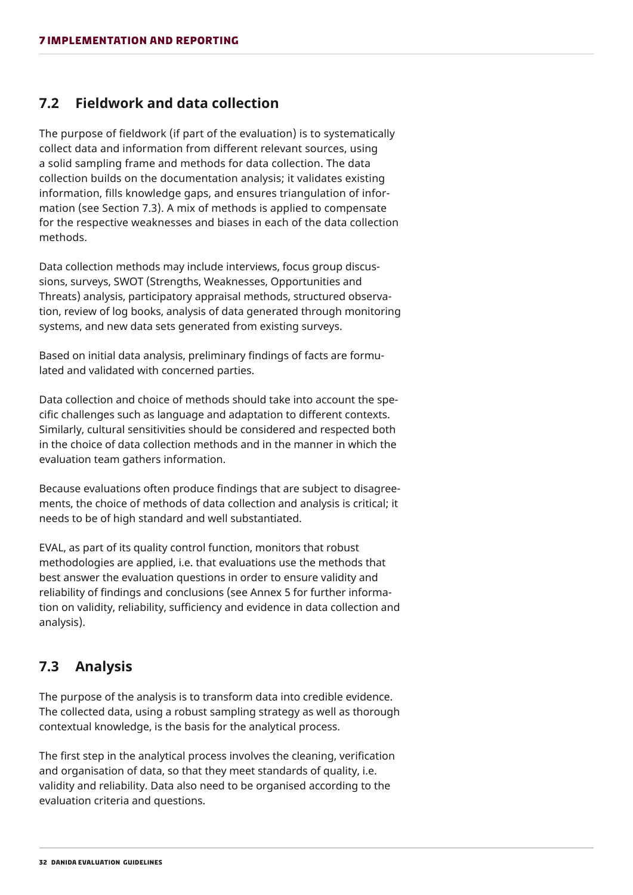## 7.2 Fieldwork and data collection

The purpose of fieldwork (if part of the evaluation) is to systematically collect data and information from different relevant sources, using a solid sampling frame and methods for data collection. The data collection builds on the documentation analysis; it validates existing information, fills knowledge gaps, and ensures triangulation of information (see Section 7.3). A mix of methods is applied to compensate for the respective weaknesses and biases in each of the data collection methods.

Data collection methods may include interviews, focus group discussions, surveys, SWOT (Strengths, Weaknesses, Opportunities and Threats) analysis, participatory appraisal methods, structured observation, review of log books, analysis of data generated through monitoring systems, and new data sets generated from existing surveys.

Based on initial data analysis, preliminary findings of facts are formulated and validated with concerned parties.

Data collection and choice of methods should take into account the specific challenges such as language and adaptation to different contexts. Similarly, cultural sensitivities should be considered and respected both in the choice of data collection methods and in the manner in which the evaluation team gathers information.

Because evaluations often produce findings that are subject to disagreements, the choice of methods of data collection and analysis is critical; it needs to be of high standard and well substantiated.

EVAL, as part of its quality control function, monitors that robust methodologies are applied, i.e. that evaluations use the methods that best answer the evaluation questions in order to ensure validity and reliability of findings and conclusions (see Annex 5 for further information on validity, reliability, sufficiency and evidence in data collection and analysis).

## 7.3 Analysis

The purpose of the analysis is to transform data into credible evidence. The collected data, using a robust sampling strategy as well as thorough contextual knowledge, is the basis for the analytical process.

The first step in the analytical process involves the cleaning, verification and organisation of data, so that they meet standards of quality, i.e. validity and reliability. Data also need to be organised according to the evaluation criteria and questions.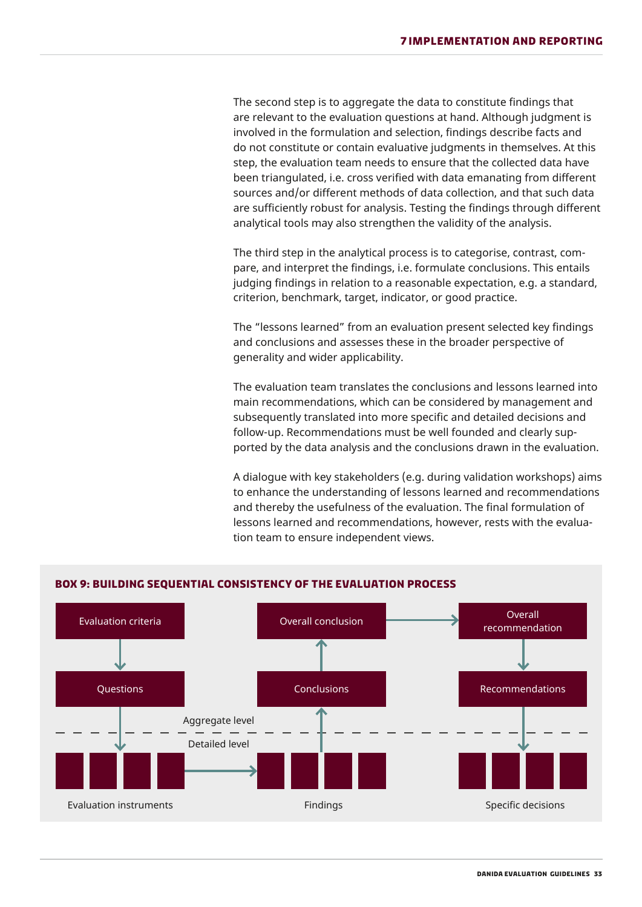The second step is to aggregate the data to constitute findings that are relevant to the evaluation questions at hand. Although judgment is involved in the formulation and selection, findings describe facts and do not constitute or contain evaluative judgments in themselves. At this step, the evaluation team needs to ensure that the collected data have been triangulated, i.e. cross verified with data emanating from different sources and/or different methods of data collection, and that such data are sufficiently robust for analysis. Testing the findings through different analytical tools may also strengthen the validity of the analysis.

The third step in the analytical process is to categorise, contrast, compare, and interpret the findings, i.e. formulate conclusions. This entails judging findings in relation to a reasonable expectation, e.g. a standard, criterion, benchmark, target, indicator, or good practice.

The "lessons learned" from an evaluation present selected key findings and conclusions and assesses these in the broader perspective of generality and wider applicability.

The evaluation team translates the conclusions and lessons learned into main recommendations, which can be considered by management and subsequently translated into more specific and detailed decisions and follow-up. Recommendations must be well founded and clearly supported by the data analysis and the conclusions drawn in the evaluation.

A dialogue with key stakeholders (e.g. during validation workshops) aims to enhance the understanding of lessons learned and recommendations and thereby the usefulness of the evaluation. The final formulation of lessons learned and recommendations, however, rests with the evaluation team to ensure independent views.

## BOX 9: BUILDING SEQUENTIAL CONSISTENCY OF THE EVALUATION PROCESS

Evaluation criteria

Overall conclusion

Overall recommendation

Questions

Conclusions

Recommendations

Aggregate level

Detailed level

Evaluation instruments

Findings

Specific decisions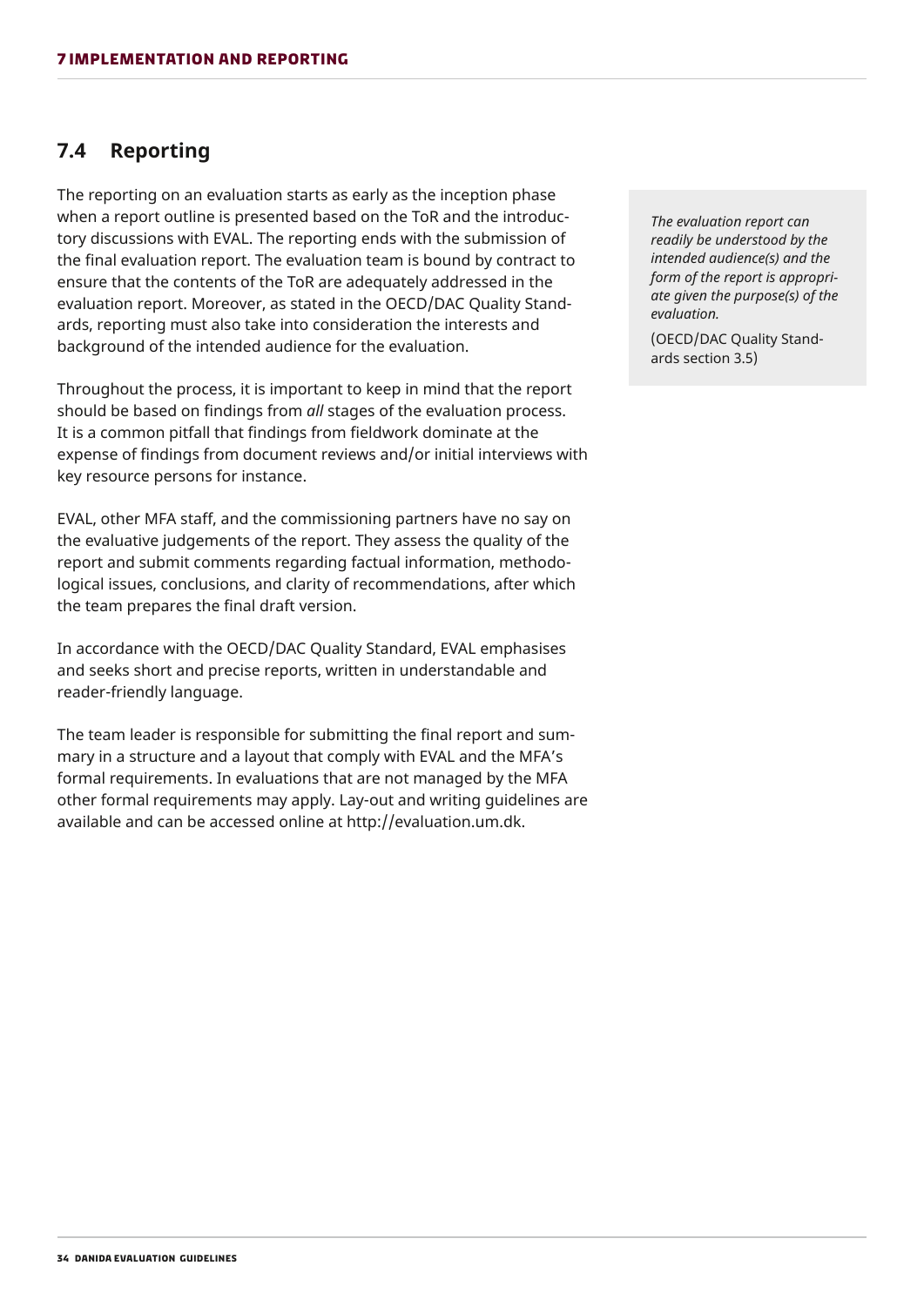## 7.4 Reporting

The reporting on an evaluation starts as early as the inception phase when a report outline is presented based on the ToR and the introductory discussions with EVAL. The reporting ends with the submission of the final evaluation report. The evaluation team is bound by contract to ensure that the contents of the ToR are adequately addressed in the evaluation report. Moreover, as stated in the OECD/DAC Quality Standards, reporting must also take into consideration the interests and background of the intended audience for the evaluation.

*The evaluation report can readily be understood by the intended audience(s) and the form of the report is appropriate given the purpose(s) of the evaluation.*

(OECD/DAC Quality Standards section 3.5)

Throughout the process, it is important to keep in mind that the report should be based on findings from *all* stages of the evaluation process. It is a common pitfall that findings from fieldwork dominate at the expense of findings from document reviews and/or initial interviews with key resource persons for instance.

EVAL, other MFA staff, and the commissioning partners have no say on the evaluative judgements of the report. They assess the quality of the report and submit comments regarding factual information, methodological issues, conclusions, and clarity of recommendations, after which the team prepares the final draft version.

In accordance with the OECD/DAC Quality Standard, EVAL emphasises and seeks short and precise reports, written in understandable and reader-friendly language.

The team leader is responsible for submitting the final report and summary in a structure and a layout that comply with EVAL and the MFA's formal requirements. In evaluations that are not managed by the MFA other formal requirements may apply. Lay-out and writing guidelines are available and can be accessed online at http://evaluation.um.dk.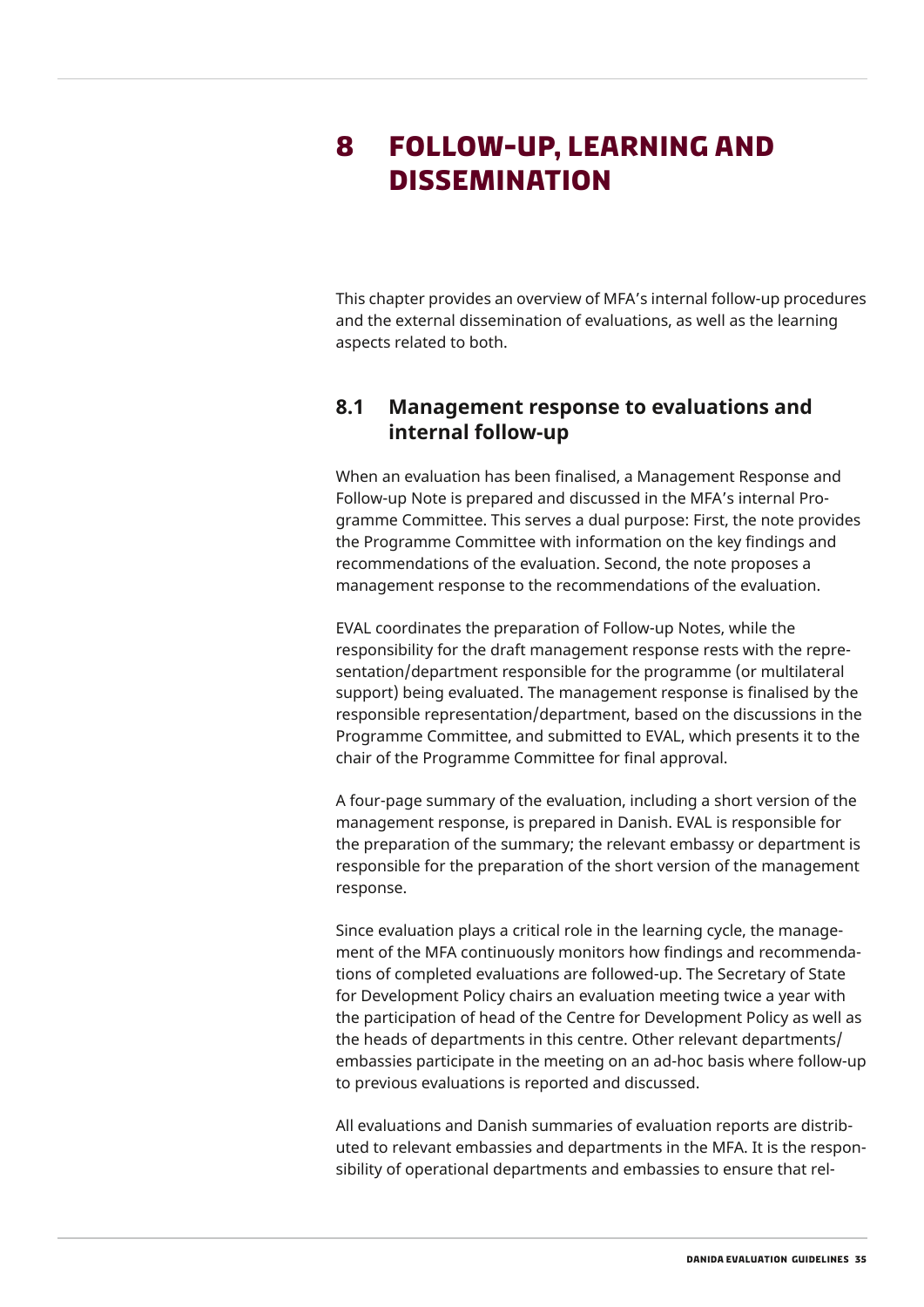# 8 FOLLOW-UP, LEARNING AND DISSEMINATION

This chapter provides an overview of MFA's internal follow-up procedures and the external dissemination of evaluations, as well as the learning aspects related to both.

## 8.1 Management response to evaluations and internal follow-up

When an evaluation has been finalised, a Management Response and Follow-up Note is prepared and discussed in the MFA's internal Programme Committee. This serves a dual purpose: First, the note provides the Programme Committee with information on the key findings and recommendations of the evaluation. Second, the note proposes a management response to the recommendations of the evaluation.

EVAL coordinates the preparation of Follow-up Notes, while the responsibility for the draft management response rests with the representation/department responsible for the programme (or multilateral support) being evaluated. The management response is finalised by the responsible representation/department, based on the discussions in the Programme Committee, and submitted to EVAL, which presents it to the chair of the Programme Committee for final approval.

A four-page summary of the evaluation, including a short version of the management response, is prepared in Danish. EVAL is responsible for the preparation of the summary; the relevant embassy or department is responsible for the preparation of the short version of the management response.

Since evaluation plays a critical role in the learning cycle, the management of the MFA continuously monitors how findings and recommendations of completed evaluations are followed-up. The Secretary of State for Development Policy chairs an evaluation meeting twice a year with the participation of head of the Centre for Development Policy as well as the heads of departments in this centre. Other relevant departments/embassies participate in the meeting on an ad-hoc basis where follow-up to previous evaluations is reported and discussed.

All evaluations and Danish summaries of evaluation reports are distributed to relevant embassies and departments in the MFA. It is the responsibility of operational departments and embassies to ensure that rel-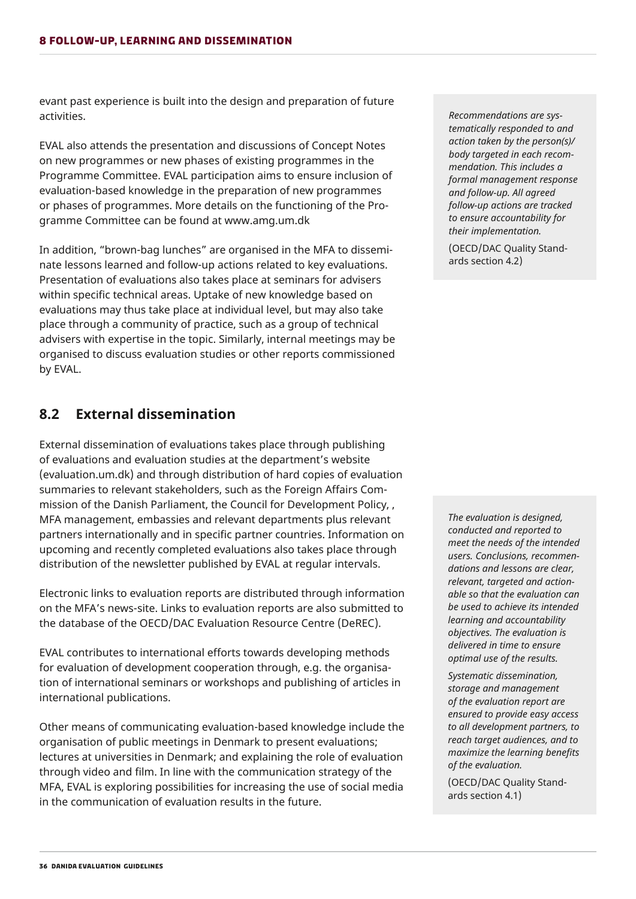evant past experience is built into the design and preparation of future activities.

EVAL also attends the presentation and discussions of Concept Notes on new programmes or new phases of existing programmes in the Programme Committee. EVAL participation aims to ensure inclusion of evaluation-based knowledge in the preparation of new programmes or phases of programmes. More details on the functioning of the Programme Committee can be found at www.amg.um.dk

*Recommendations are systematically responded to and action taken by the person(s)/ body targeted in each recommendation. This includes a formal management response and follow-up. All agreed follow-up actions are tracked to ensure accountability for their implementation.*

(OECD/DAC Quality Standards section 4.2)

In addition, "brown-bag lunches" are organised in the MFA to disseminate lessons learned and follow-up actions related to key evaluations. Presentation of evaluations also takes place at seminars for advisers within specific technical areas. Uptake of new knowledge based on evaluations may thus take place at individual level, but may also take place through a community of practice, such as a group of technical advisers with expertise in the topic. Similarly, internal meetings may be organised to discuss evaluation studies or other reports commissioned by EVAL.

## 8.2 External dissemination

External dissemination of evaluations takes place through publishing of evaluations and evaluation studies at the department's website (evaluation.um.dk) and through distribution of hard copies of evaluation summaries to relevant stakeholders, such as the Foreign Affairs Commission of the Danish Parliament, the Council for Development Policy, , MFA management, embassies and relevant departments plus relevant partners internationally and in specific partner countries. Information on upcoming and recently completed evaluations also takes place through distribution of the newsletter published by EVAL at regular intervals.

Electronic links to evaluation reports are distributed through information on the MFA's news-site. Links to evaluation reports are also submitted to the database of the OECD/DAC Evaluation Resource Centre (DeREC).

EVAL contributes to international efforts towards developing methods for evaluation of development cooperation through, e.g. the organisation of international seminars or workshops and publishing of articles in international publications.

Other means of communicating evaluation-based knowledge include the organisation of public meetings in Denmark to present evaluations; lectures at universities in Denmark; and explaining the role of evaluation through video and film. In line with the communication strategy of the MFA, EVAL is exploring possibilities for increasing the use of social media in the communication of evaluation results in the future.

*The evaluation is designed, conducted and reported to meet the needs of the intended users. Conclusions, recommendations and lessons are clear, relevant, targeted and actionable so that the evaluation can be used to achieve its intended learning and accountability objectives. The evaluation is delivered in time to ensure optimal use of the results.*

*Systematic dissemination, storage and management of the evaluation report are ensured to provide easy access to all development partners, to reach target audiences, and to maximize the learning benefits of the evaluation.*

(OECD/DAC Quality Standards section 4.1)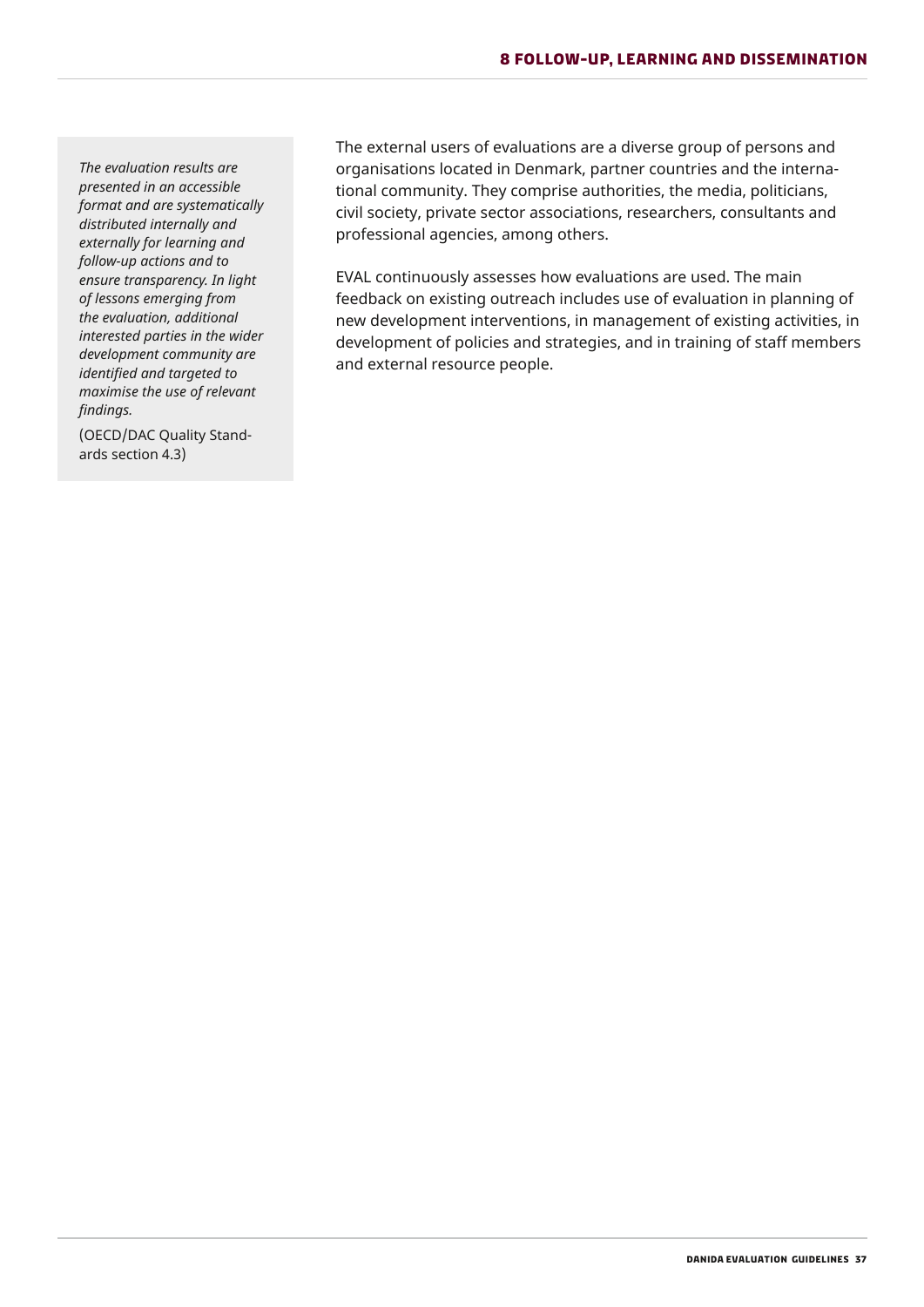*The evaluation results are presented in an accessible format and are systematically distributed internally and externally for learning and follow-up actions and to ensure transparency. In light of lessons emerging from the evaluation, additional interested parties in the wider development community are identified and targeted to maximise the use of relevant findings.*

(OECD/DAC Quality Standards section 4.3)

The external users of evaluations are a diverse group of persons and organisations located in Denmark, partner countries and the international community. They comprise authorities, the media, politicians, civil society, private sector associations, researchers, consultants and professional agencies, among others.

EVAL continuously assesses how evaluations are used. The main feedback on existing outreach includes use of evaluation in planning of new development interventions, in management of existing activities, in development of policies and strategies, and in training of staff members and external resource people.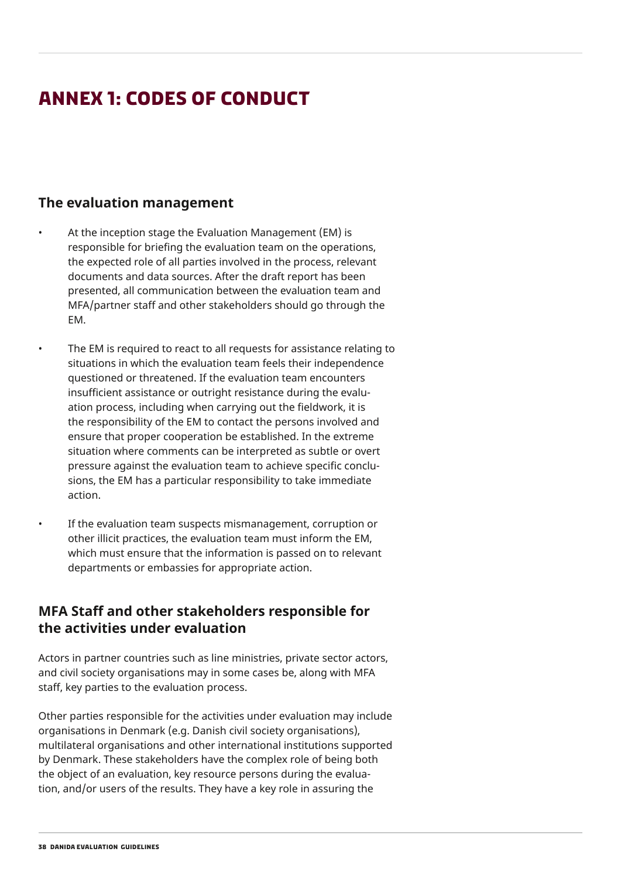# ANNEX 1: CODES OF CONDUCT

## The evaluation management

- At the inception stage the Evaluation Management (EM) is responsible for briefing the evaluation team on the operations, the expected role of all parties involved in the process, relevant documents and data sources. After the draft report has been presented, all communication between the evaluation team and MFA/partner staff and other stakeholders should go through the EM.
- The EM is required to react to all requests for assistance relating to situations in which the evaluation team feels their independence questioned or threatened. If the evaluation team encounters insufficient assistance or outright resistance during the evaluation process, including when carrying out the fieldwork, it is the responsibility of the EM to contact the persons involved and ensure that proper cooperation be established. In the extreme situation where comments can be interpreted as subtle or overt pressure against the evaluation team to achieve specific conclusions, the EM has a particular responsibility to take immediate action.
- If the evaluation team suspects mismanagement, corruption or other illicit practices, the evaluation team must inform the EM, which must ensure that the information is passed on to relevant departments or embassies for appropriate action.

## MFA Staff and other stakeholders responsible for the activities under evaluation

Actors in partner countries such as line ministries, private sector actors, and civil society organisations may in some cases be, along with MFA staff, key parties to the evaluation process.

Other parties responsible for the activities under evaluation may include organisations in Denmark (e.g. Danish civil society organisations), multilateral organisations and other international institutions supported by Denmark. These stakeholders have the complex role of being both the object of an evaluation, key resource persons during the evaluation, and/or users of the results. They have a key role in assuring the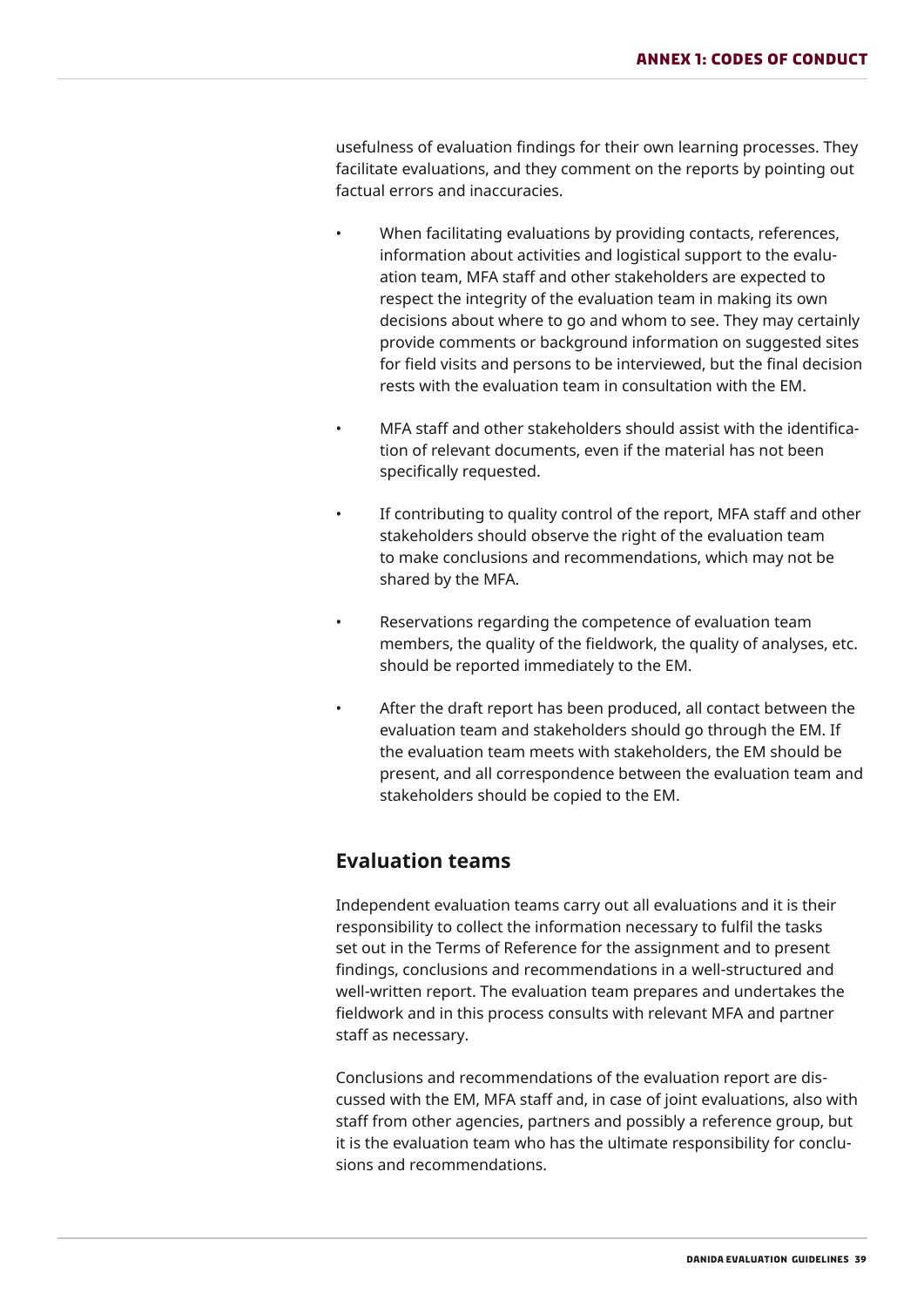usefulness of evaluation findings for their own learning processes. They facilitate evaluations, and they comment on the reports by pointing out factual errors and inaccuracies.

- When facilitating evaluations by providing contacts, references, information about activities and logistical support to the evaluation team, MFA staff and other stakeholders are expected to respect the integrity of the evaluation team in making its own decisions about where to go and whom to see. They may certainly provide comments or background information on suggested sites for field visits and persons to be interviewed, but the final decision rests with the evaluation team in consultation with the EM.

- MFA staff and other stakeholders should assist with the identification of relevant documents, even if the material has not been specifically requested.

- If contributing to quality control of the report, MFA staff and other stakeholders should observe the right of the evaluation team to make conclusions and recommendations, which may not be shared by the MFA.

- Reservations regarding the competence of evaluation team members, the quality of the fieldwork, the quality of analyses, etc. should be reported immediately to the EM.

- After the draft report has been produced, all contact between the evaluation team and stakeholders should go through the EM. If the evaluation team meets with stakeholders, the EM should be present, and all correspondence between the evaluation team and stakeholders should be copied to the EM.

## Evaluation teams

Independent evaluation teams carry out all evaluations and it is their responsibility to collect the information necessary to fulfil the tasks set out in the Terms of Reference for the assignment and to present findings, conclusions and recommendations in a well-structured and well-written report. The evaluation team prepares and undertakes the fieldwork and in this process consults with relevant MFA and partner staff as necessary.

Conclusions and recommendations of the evaluation report are discussed with the EM, MFA staff and, in case of joint evaluations, also with staff from other agencies, partners and possibly a reference group, but it is the evaluation team who has the ultimate responsibility for conclusions and recommendations.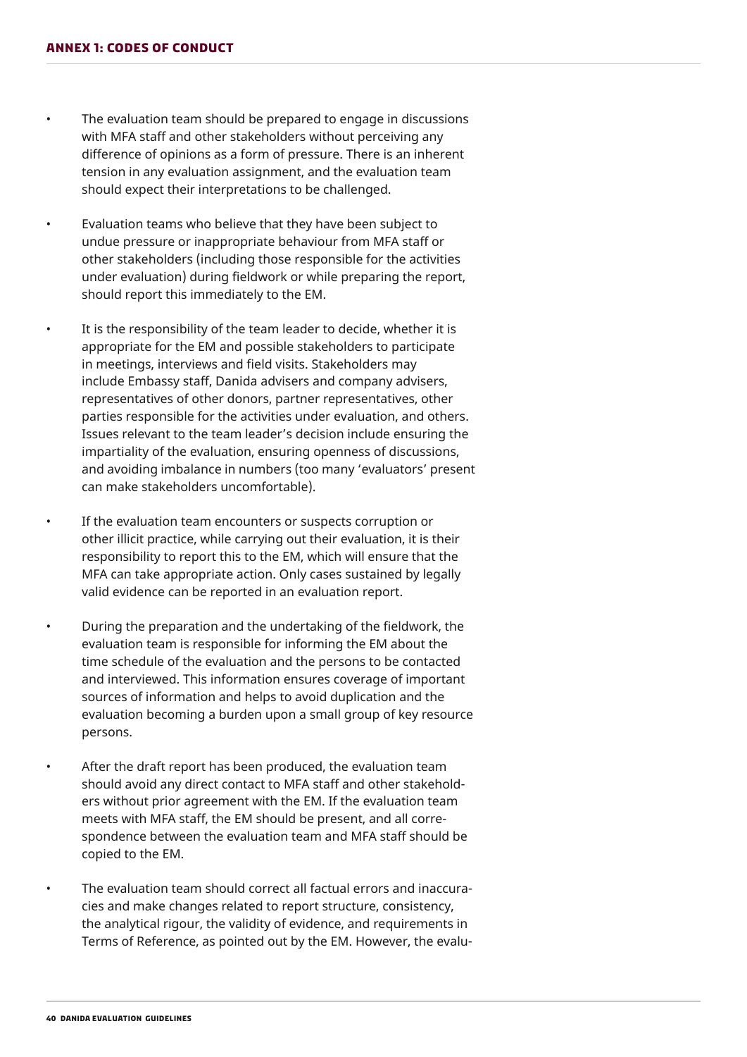- The evaluation team should be prepared to engage in discussions with MFA staff and other stakeholders without perceiving any difference of opinions as a form of pressure. There is an inherent tension in any evaluation assignment, and the evaluation team should expect their interpretations to be challenged.

- Evaluation teams who believe that they have been subject to undue pressure or inappropriate behaviour from MFA staff or other stakeholders (including those responsible for the activities under evaluation) during fieldwork or while preparing the report, should report this immediately to the EM.

- It is the responsibility of the team leader to decide, whether it is appropriate for the EM and possible stakeholders to participate in meetings, interviews and field visits. Stakeholders may include Embassy staff, Danida advisers and company advisers, representatives of other donors, partner representatives, other parties responsible for the activities under evaluation, and others. Issues relevant to the team leader's decision include ensuring the impartiality of the evaluation, ensuring openness of discussions, and avoiding imbalance in numbers (too many 'evaluators' present can make stakeholders uncomfortable).

- If the evaluation team encounters or suspects corruption or other illicit practice, while carrying out their evaluation, it is their responsibility to report this to the EM, which will ensure that the MFA can take appropriate action. Only cases sustained by legally valid evidence can be reported in an evaluation report.

- During the preparation and the undertaking of the fieldwork, the evaluation team is responsible for informing the EM about the time schedule of the evaluation and the persons to be contacted and interviewed. This information ensures coverage of important sources of information and helps to avoid duplication and the evaluation becoming a burden upon a small group of key resource persons.

- After the draft report has been produced, the evaluation team should avoid any direct contact to MFA staff and other stakeholders without prior agreement with the EM. If the evaluation team meets with MFA staff, the EM should be present, and all correspondence between the evaluation team and MFA staff should be copied to the EM.

- The evaluation team should correct all factual errors and inaccuracies and make changes related to report structure, consistency, the analytical rigour, the validity of evidence, and requirements in Terms of Reference, as pointed out by the EM. However, the evalu-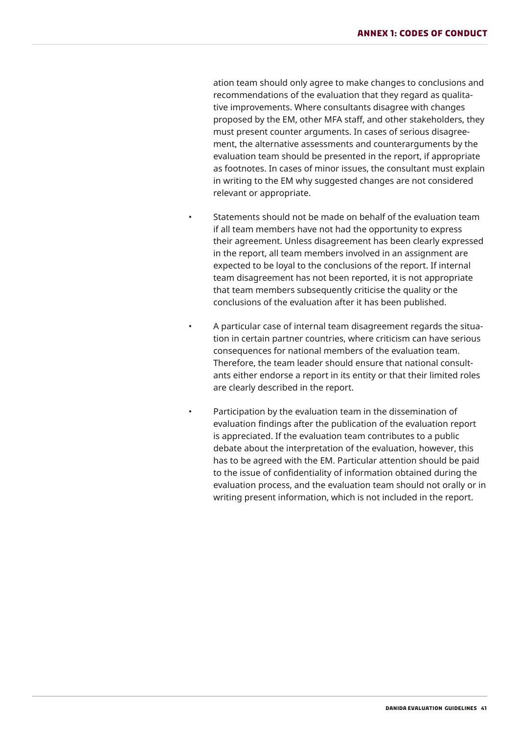ation team should only agree to make changes to conclusions and recommendations of the evaluation that they regard as qualitative improvements. Where consultants disagree with changes proposed by the EM, other MFA staff, and other stakeholders, they must present counter arguments. In cases of serious disagreement, the alternative assessments and counterarguments by the evaluation team should be presented in the report, if appropriate as footnotes. In cases of minor issues, the consultant must explain in writing to the EM why suggested changes are not considered relevant or appropriate.

- Statements should not be made on behalf of the evaluation team if all team members have not had the opportunity to express their agreement. Unless disagreement has been clearly expressed in the report, all team members involved in an assignment are expected to be loyal to the conclusions of the report. If internal team disagreement has not been reported, it is not appropriate that team members subsequently criticise the quality or the conclusions of the evaluation after it has been published.
- A particular case of internal team disagreement regards the situation in certain partner countries, where criticism can have serious consequences for national members of the evaluation team. Therefore, the team leader should ensure that national consultants either endorse a report in its entity or that their limited roles are clearly described in the report.
- Participation by the evaluation team in the dissemination of evaluation findings after the publication of the evaluation report is appreciated. If the evaluation team contributes to a public debate about the interpretation of the evaluation, however, this has to be agreed with the EM. Particular attention should be paid to the issue of confidentiality of information obtained during the evaluation process, and the evaluation team should not orally or in writing present information, which is not included in the report.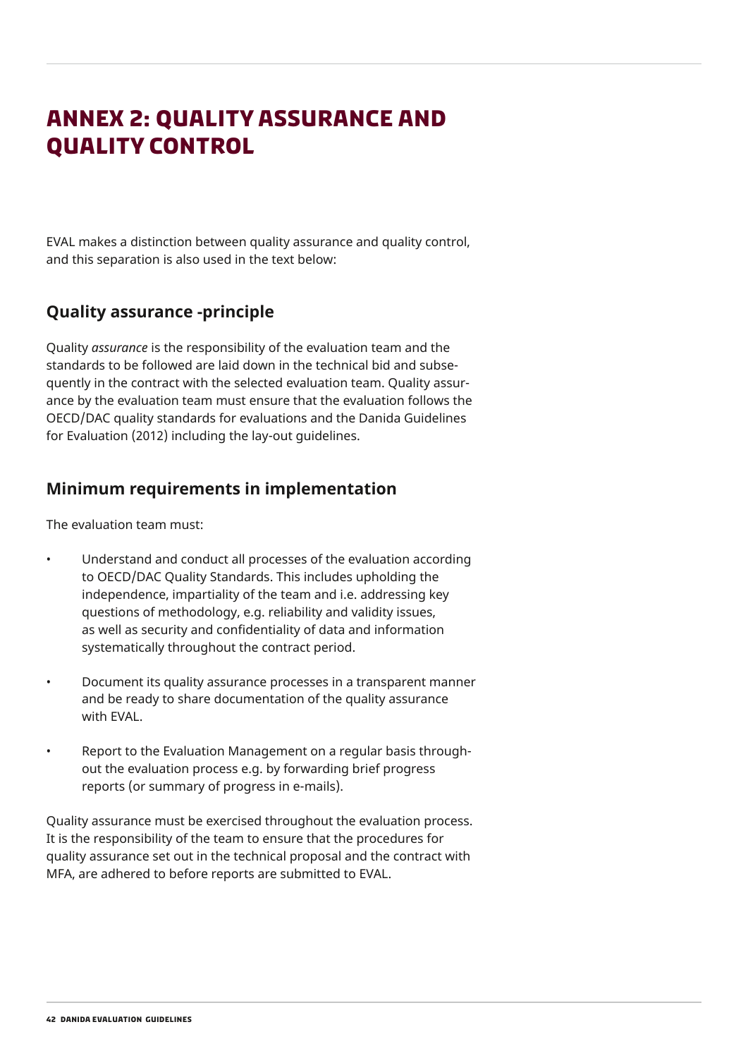# ANNEX 2: QUALITY ASSURANCE AND QUALITY CONTROL

EVAL makes a distinction between quality assurance and quality control, and this separation is also used in the text below:

## Quality assurance -principle

Quality *assurance* is the responsibility of the evaluation team and the standards to be followed are laid down in the technical bid and subsequently in the contract with the selected evaluation team. Quality assurance by the evaluation team must ensure that the evaluation follows the OECD/DAC quality standards for evaluations and the Danida Guidelines for Evaluation (2012) including the lay-out guidelines.

## Minimum requirements in implementation

The evaluation team must:

- Understand and conduct all processes of the evaluation according to OECD/DAC Quality Standards. This includes upholding the independence, impartiality of the team and i.e. addressing key questions of methodology, e.g. reliability and validity issues, as well as security and confidentiality of data and information systematically throughout the contract period.
- Document its quality assurance processes in a transparent manner and be ready to share documentation of the quality assurance with EVAL.
- Report to the Evaluation Management on a regular basis throughout the evaluation process e.g. by forwarding brief progress reports (or summary of progress in e-mails).

Quality assurance must be exercised throughout the evaluation process. It is the responsibility of the team to ensure that the procedures for quality assurance set out in the technical proposal and the contract with MFA, are adhered to before reports are submitted to EVAL.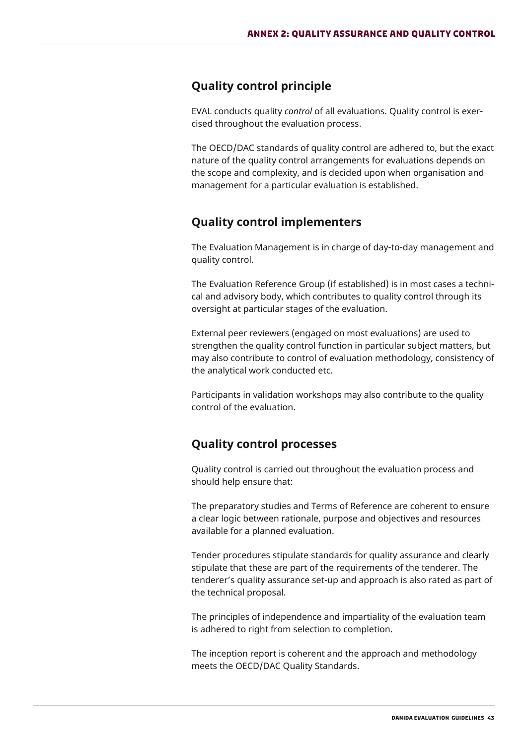## Quality control principle

EVAL conducts quality *control* of all evaluations. Quality control is exercised throughout the evaluation process.

The OECD/DAC standards of quality control are adhered to, but the exact nature of the quality control arrangements for evaluations depends on the scope and complexity, and is decided upon when organisation and management for a particular evaluation is established.

## Quality control implementers

The Evaluation Management is in charge of day-to-day management and quality control.

The Evaluation Reference Group (if established) is in most cases a technical and advisory body, which contributes to quality control through its oversight at particular stages of the evaluation.

External peer reviewers (engaged on most evaluations) are used to strengthen the quality control function in particular subject matters, but may also contribute to control of evaluation methodology, consistency of the analytical work conducted etc.

Participants in validation workshops may also contribute to the quality control of the evaluation.

## Quality control processes

Quality control is carried out throughout the evaluation process and should help ensure that:

The preparatory studies and Terms of Reference are coherent to ensure a clear logic between rationale, purpose and objectives and resources available for a planned evaluation.

Tender procedures stipulate standards for quality assurance and clearly stipulate that these are part of the requirements of the tenderer. The tenderer's quality assurance set-up and approach is also rated as part of the technical proposal.

The principles of independence and impartiality of the evaluation team is adhered to right from selection to completion.

The inception report is coherent and the approach and methodology meets the OECD/DAC Quality Standards.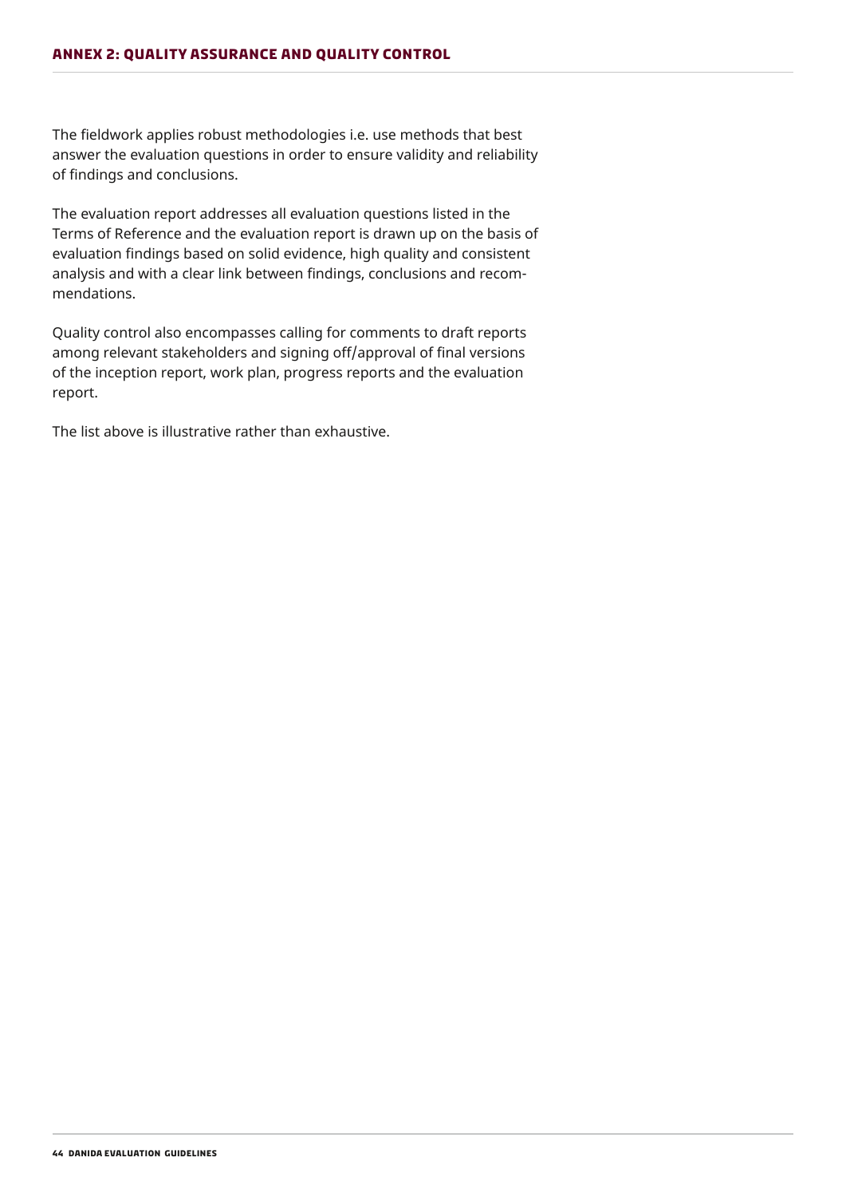The fieldwork applies robust methodologies i.e. use methods that best answer the evaluation questions in order to ensure validity and reliability of findings and conclusions.

The evaluation report addresses all evaluation questions listed in the Terms of Reference and the evaluation report is drawn up on the basis of evaluation findings based on solid evidence, high quality and consistent analysis and with a clear link between findings, conclusions and recommendations.

Quality control also encompasses calling for comments to draft reports among relevant stakeholders and signing off/approval of final versions of the inception report, work plan, progress reports and the evaluation report.

The list above is illustrative rather than exhaustive.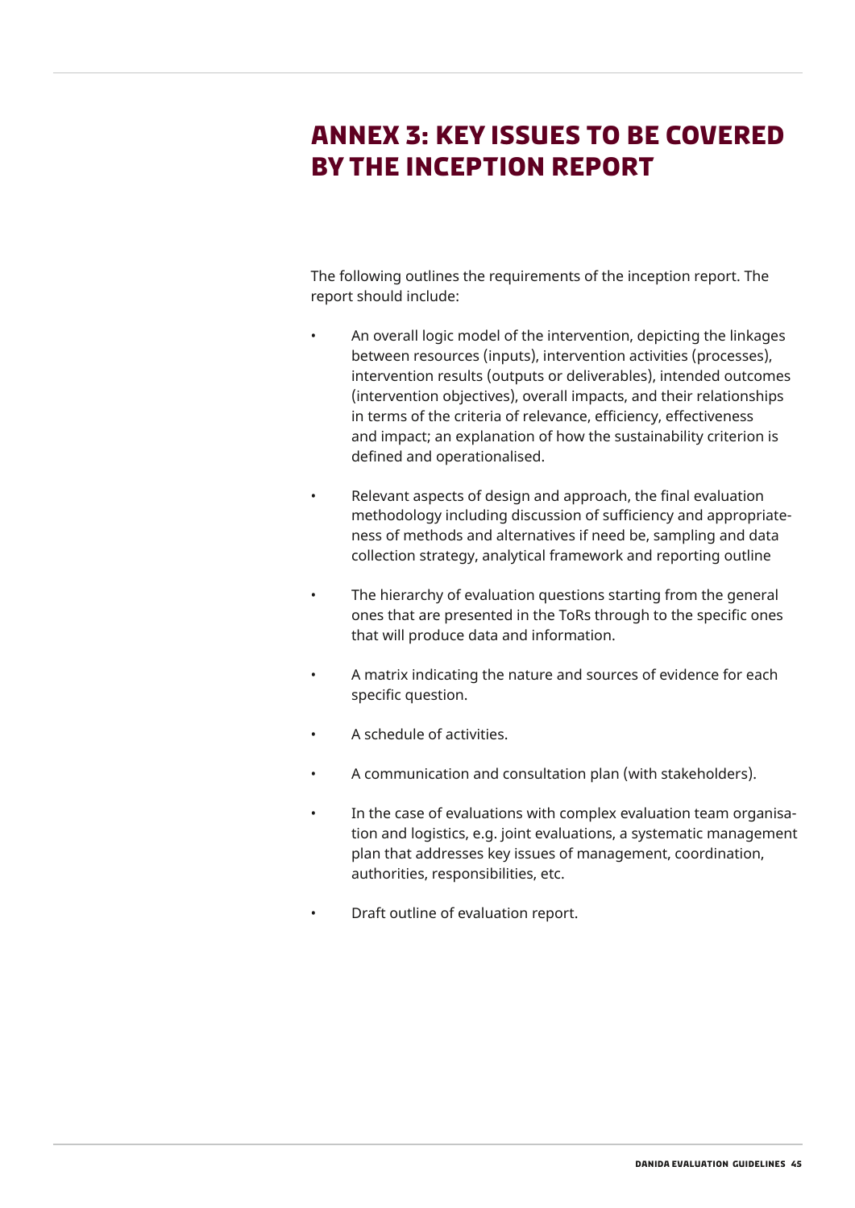# ANNEX 3: KEY ISSUES TO BE COVERED BY THE INCEPTION REPORT

The following outlines the requirements of the inception report. The report should include:

- An overall logic model of the intervention, depicting the linkages between resources (inputs), intervention activities (processes), intervention results (outputs or deliverables), intended outcomes (intervention objectives), overall impacts, and their relationships in terms of the criteria of relevance, efficiency, effectiveness and impact; an explanation of how the sustainability criterion is defined and operationalised.

- Relevant aspects of design and approach, the final evaluation methodology including discussion of sufficiency and appropriateness of methods and alternatives if need be, sampling and data collection strategy, analytical framework and reporting outline

- The hierarchy of evaluation questions starting from the general ones that are presented in the ToRs through to the specific ones that will produce data and information.

- A matrix indicating the nature and sources of evidence for each specific question.

- A schedule of activities.

- A communication and consultation plan (with stakeholders).

- In the case of evaluations with complex evaluation team organisation and logistics, e.g. joint evaluations, a systematic management plan that addresses key issues of management, coordination, authorities, responsibilities, etc.

- Draft outline of evaluation report.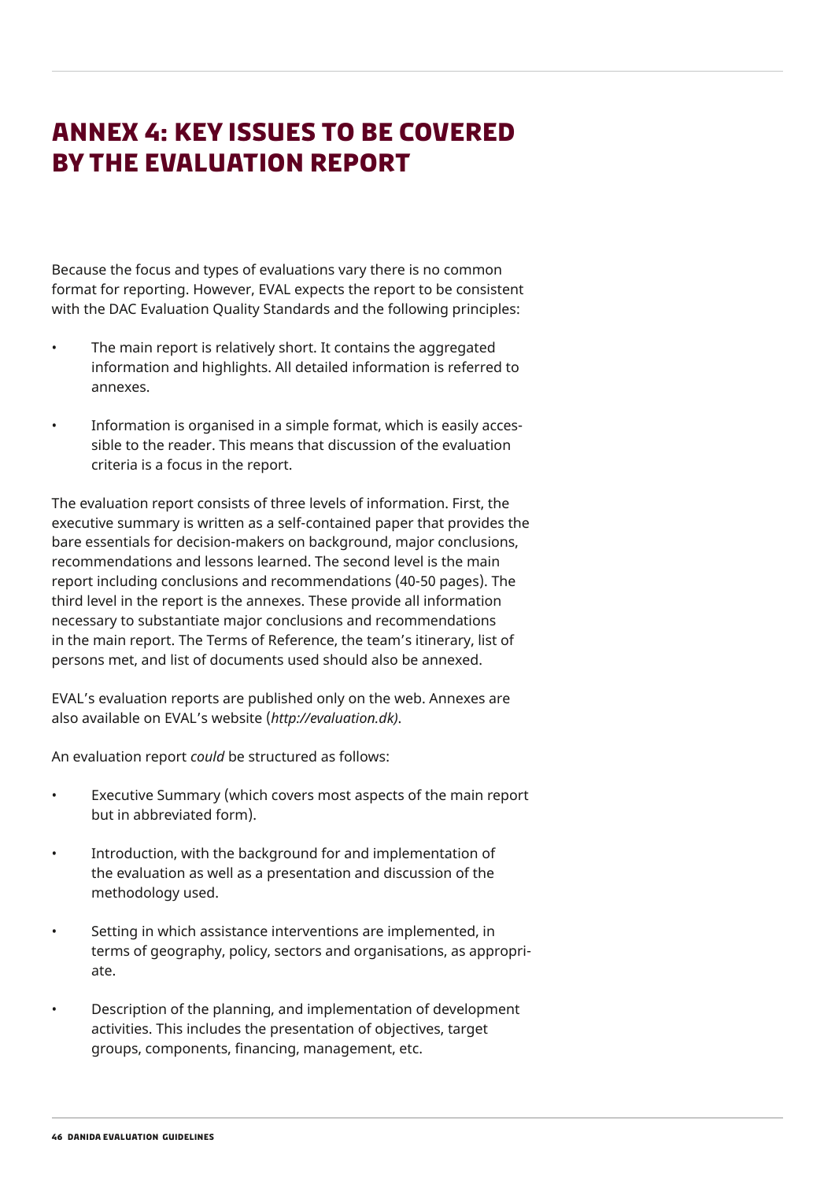# ANNEX 4: KEY ISSUES TO BE COVERED BY THE EVALUATION REPORT

Because the focus and types of evaluations vary there is no common format for reporting. However, EVAL expects the report to be consistent with the DAC Evaluation Quality Standards and the following principles:

- The main report is relatively short. It contains the aggregated information and highlights. All detailed information is referred to annexes.
- Information is organised in a simple format, which is easily accessible to the reader. This means that discussion of the evaluation criteria is a focus in the report.

The evaluation report consists of three levels of information. First, the executive summary is written as a self-contained paper that provides the bare essentials for decision-makers on background, major conclusions, recommendations and lessons learned. The second level is the main report including conclusions and recommendations (40-50 pages). The third level in the report is the annexes. These provide all information necessary to substantiate major conclusions and recommendations in the main report. The Terms of Reference, the team's itinerary, list of persons met, and list of documents used should also be annexed.

EVAL's evaluation reports are published only on the web. Annexes are also available on EVAL's website (*http://evaluation.dk).*

An evaluation report *could* be structured as follows:

- Executive Summary (which covers most aspects of the main report but in abbreviated form).
- Introduction, with the background for and implementation of the evaluation as well as a presentation and discussion of the methodology used.
- Setting in which assistance interventions are implemented, in terms of geography, policy, sectors and organisations, as appropriate.
- Description of the planning, and implementation of development activities. This includes the presentation of objectives, target groups, components, financing, management, etc.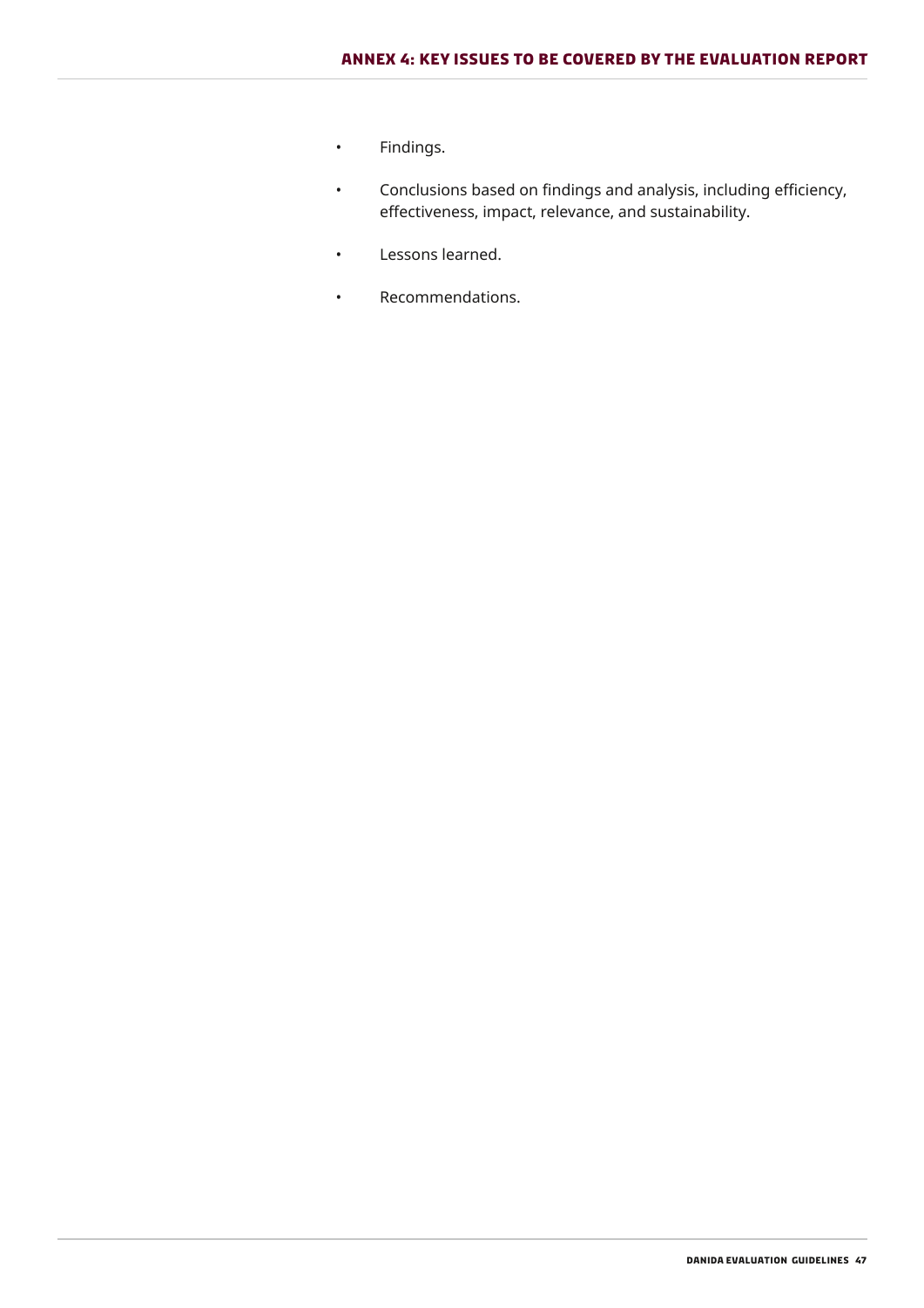- Findings.
- Conclusions based on findings and analysis, including efficiency, effectiveness, impact, relevance, and sustainability.
- Lessons learned.
- Recommendations.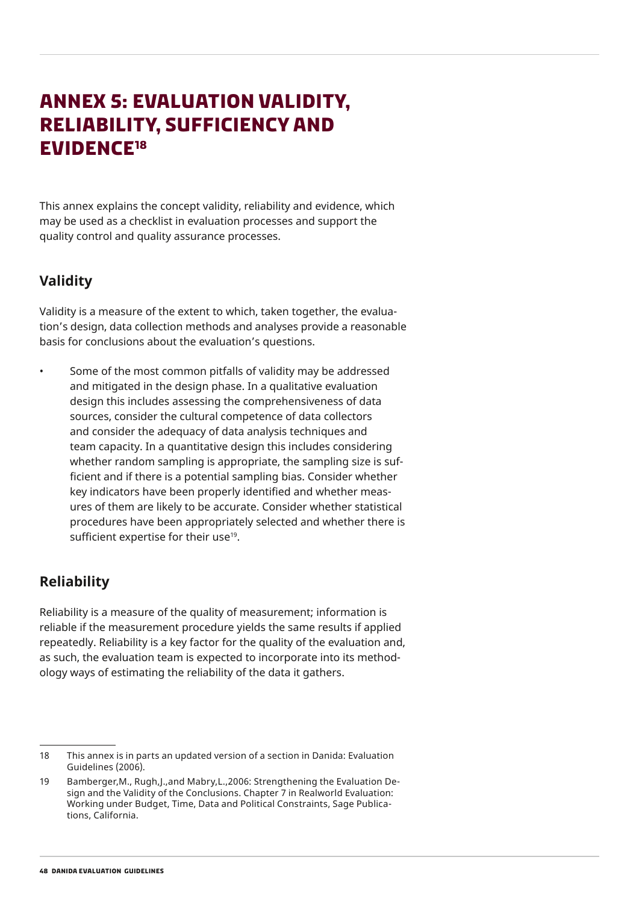# ANNEX 5: EVALUATION VALIDITY, RELIABILITY, SUFFICIENCY AND EVIDENCE[18]

This annex explains the concept validity, reliability and evidence, which may be used as a checklist in evaluation processes and support the quality control and quality assurance processes.

## Validity

Validity is a measure of the extent to which, taken together, the evaluation's design, data collection methods and analyses provide a reasonable basis for conclusions about the evaluation's questions.

- Some of the most common pitfalls of validity may be addressed and mitigated in the design phase. In a qualitative evaluation design this includes assessing the comprehensiveness of data sources, consider the cultural competence of data collectors and consider the adequacy of data analysis techniques and team capacity. In a quantitative design this includes considering whether random sampling is appropriate, the sampling size is sufficient and if there is a potential sampling bias. Consider whether key indicators have been properly identified and whether measures of them are likely to be accurate. Consider whether statistical procedures have been appropriately selected and whether there is sufficient expertise for their use[19].

## Reliability

Reliability is a measure of the quality of measurement; information is reliable if the measurement procedure yields the same results if applied repeatedly. Reliability is a key factor for the quality of the evaluation and, as such, the evaluation team is expected to incorporate into its methodology ways of estimating the reliability of the data it gathers.

---

18 This annex is in parts an updated version of a section in Danida: Evaluation Guidelines (2006).

19 Bamberger,M., Rugh,J.,and Mabry,L.,2006: Strengthening the Evaluation Design and the Validity of the Conclusions. Chapter 7 in Realworld Evaluation: Working under Budget, Time, Data and Political Constraints, Sage Publications, California.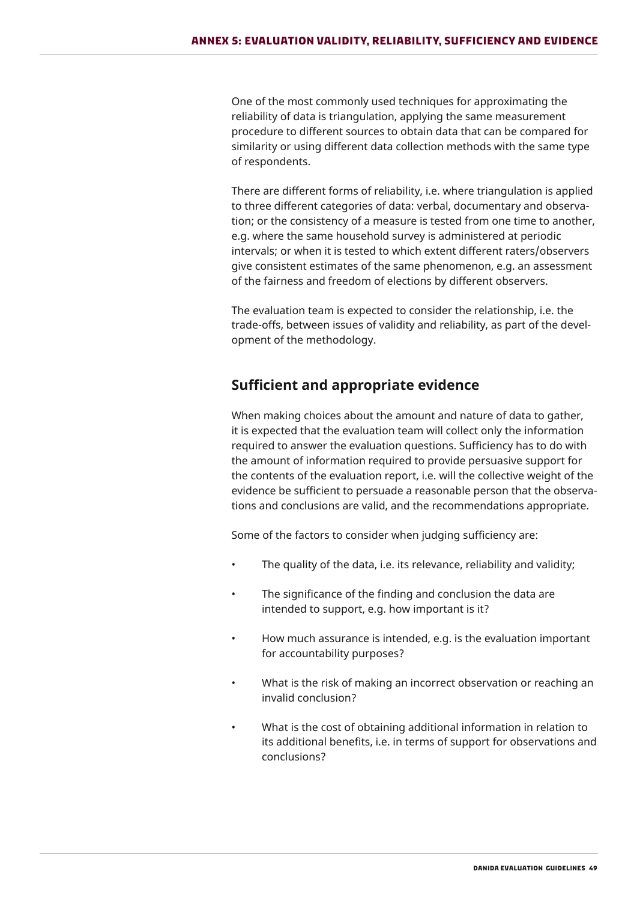One of the most commonly used techniques for approximating the reliability of data is triangulation, applying the same measurement procedure to different sources to obtain data that can be compared for similarity or using different data collection methods with the same type of respondents.

There are different forms of reliability, i.e. where triangulation is applied to three different categories of data: verbal, documentary and observation; or the consistency of a measure is tested from one time to another, e.g. where the same household survey is administered at periodic intervals; or when it is tested to which extent different raters/observers give consistent estimates of the same phenomenon, e.g. an assessment of the fairness and freedom of elections by different observers.

The evaluation team is expected to consider the relationship, i.e. the trade-offs, between issues of validity and reliability, as part of the development of the methodology.

## Sufficient and appropriate evidence

When making choices about the amount and nature of data to gather, it is expected that the evaluation team will collect only the information required to answer the evaluation questions. Sufficiency has to do with the amount of information required to provide persuasive support for the contents of the evaluation report, i.e. will the collective weight of the evidence be sufficient to persuade a reasonable person that the observations and conclusions are valid, and the recommendations appropriate.

Some of the factors to consider when judging sufficiency are:

- The quality of the data, i.e. its relevance, reliability and validity;
- The significance of the finding and conclusion the data are intended to support, e.g. how important is it?
- How much assurance is intended, e.g. is the evaluation important for accountability purposes?
- What is the risk of making an incorrect observation or reaching an invalid conclusion?
- What is the cost of obtaining additional information in relation to its additional benefits, i.e. in terms of support for observations and conclusions?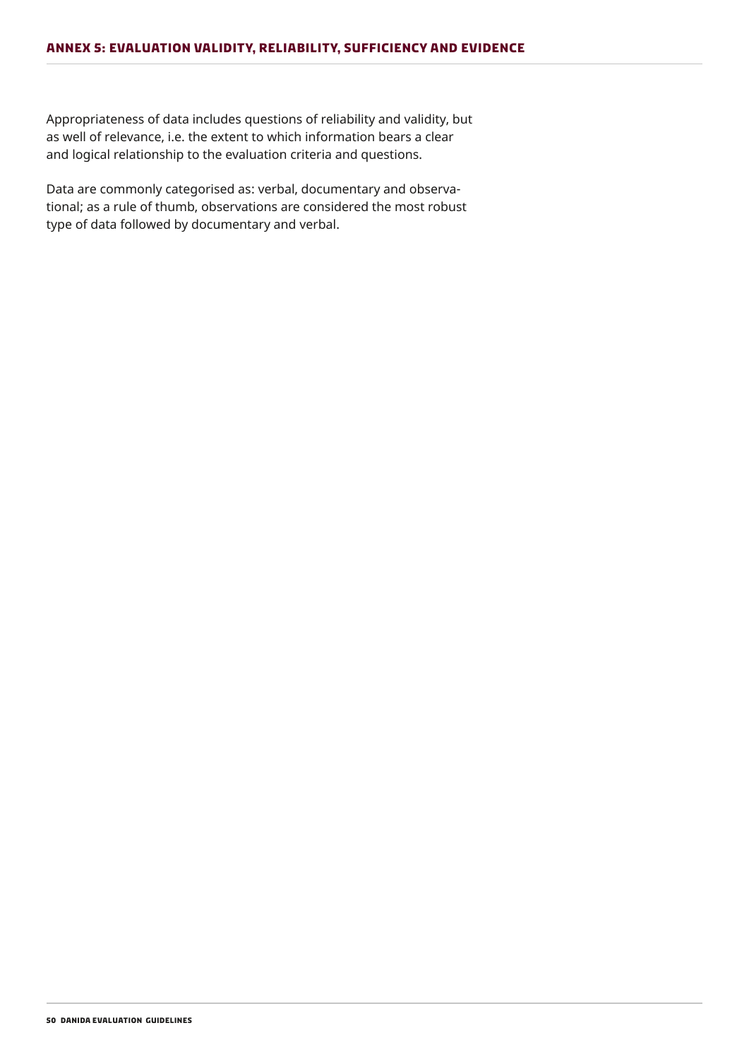Appropriateness of data includes questions of reliability and validity, but as well of relevance, i.e. the extent to which information bears a clear and logical relationship to the evaluation criteria and questions.

Data are commonly categorised as: verbal, documentary and observational; as a rule of thumb, observations are considered the most robust type of data followed by documentary and verbal.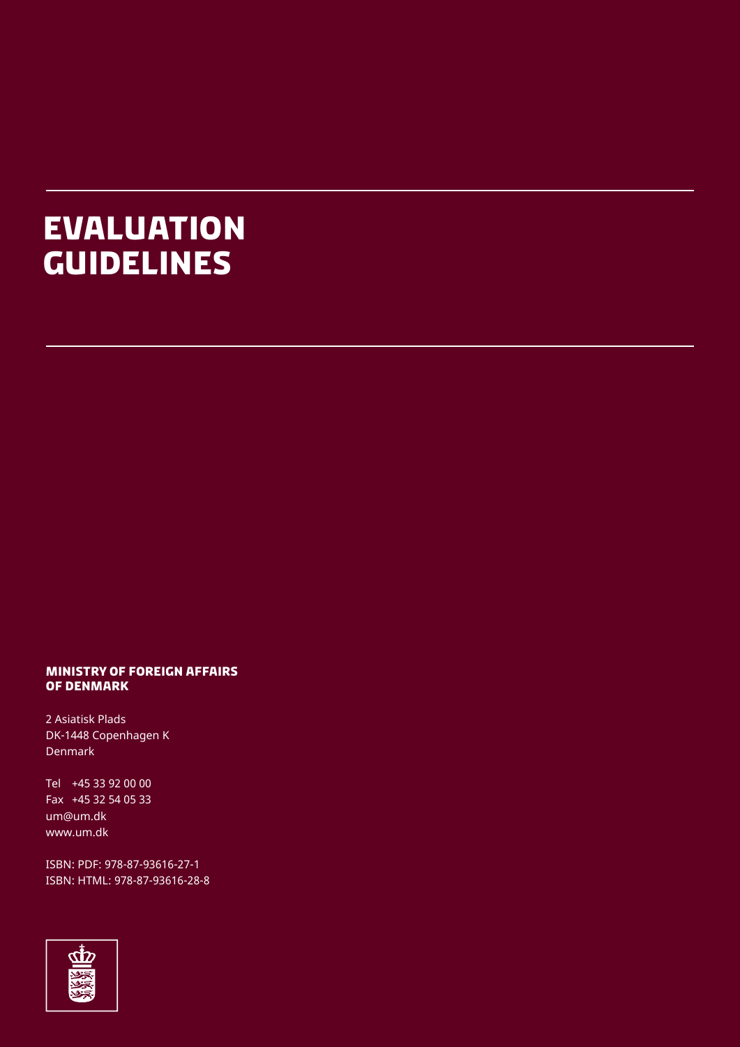# EVALUATION GUIDELINES

**MINISTRY OF FOREIGN AFFAIRS OF DENMARK**

2 Asiatisk Plads
DK-1448 Copenhagen K
Denmark

Tel +45 33 92 00 00
Fax +45 32 54 05 33
um@um.dk
www.um.dk

ISBN: PDF: 978-87-93616-27-1
ISBN: HTML: 978-87-93616-28-8